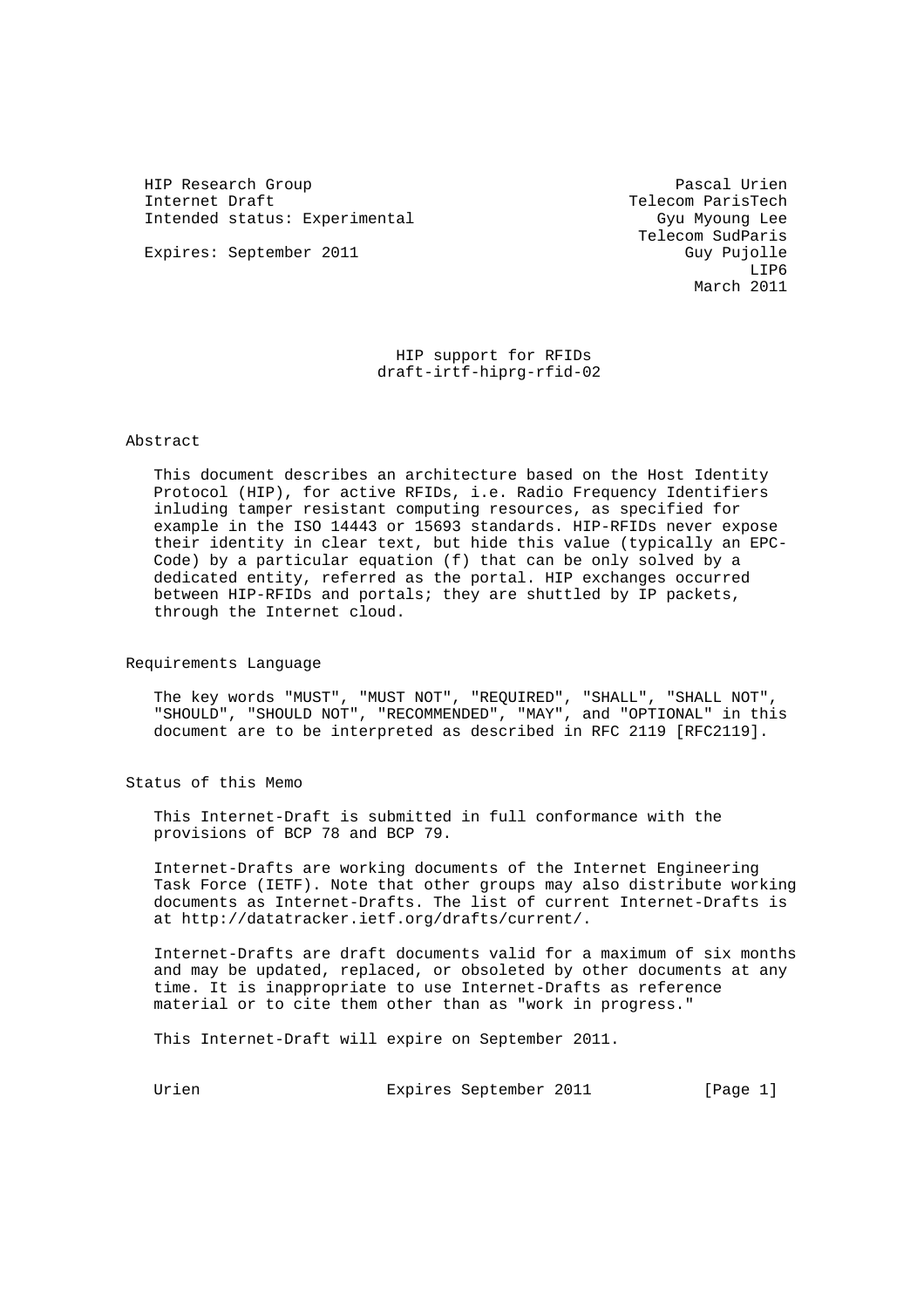HIP Research Group
Internet Draft
Intended status: Experimental

Expires: September 2011

Pascal Urien
Telecom ParisTech
Gyu Myoung Lee
Telecom SudParis
Guy Pujolle
LIP6
March 2011

# HIP support for RFIDs
## draft-irtf-hiprg-rfid-02

## Abstract

This document describes an architecture based on the Host Identity Protocol (HIP), for active RFIDs, i.e. Radio Frequency Identifiers inluding tamper resistant computing resources, as specified for example in the ISO 14443 or 15693 standards. HIP-RFIDs never expose their identity in clear text, but hide this value (typically an EPC-Code) by a particular equation (f) that can be only solved by a dedicated entity, referred as the portal. HIP exchanges occurred between HIP-RFIDs and portals; they are shuttled by IP packets, through the Internet cloud.

## Requirements Language

The key words "MUST", "MUST NOT", "REQUIRED", "SHALL", "SHALL NOT", "SHOULD", "SHOULD NOT", "RECOMMENDED", "MAY", and "OPTIONAL" in this document are to be interpreted as described in RFC 2119 [RFC2119].

## Status of this Memo

This Internet-Draft is submitted in full conformance with the provisions of BCP 78 and BCP 79.

Internet-Drafts are working documents of the Internet Engineering Task Force (IETF). Note that other groups may also distribute working documents as Internet-Drafts. The list of current Internet-Drafts is at http://datatracker.ietf.org/drafts/current/.

Internet-Drafts are draft documents valid for a maximum of six months and may be updated, replaced, or obsoleted by other documents at any time. It is inappropriate to use Internet-Drafts as reference material or to cite them other than as "work in progress."

This Internet-Draft will expire on September 2011.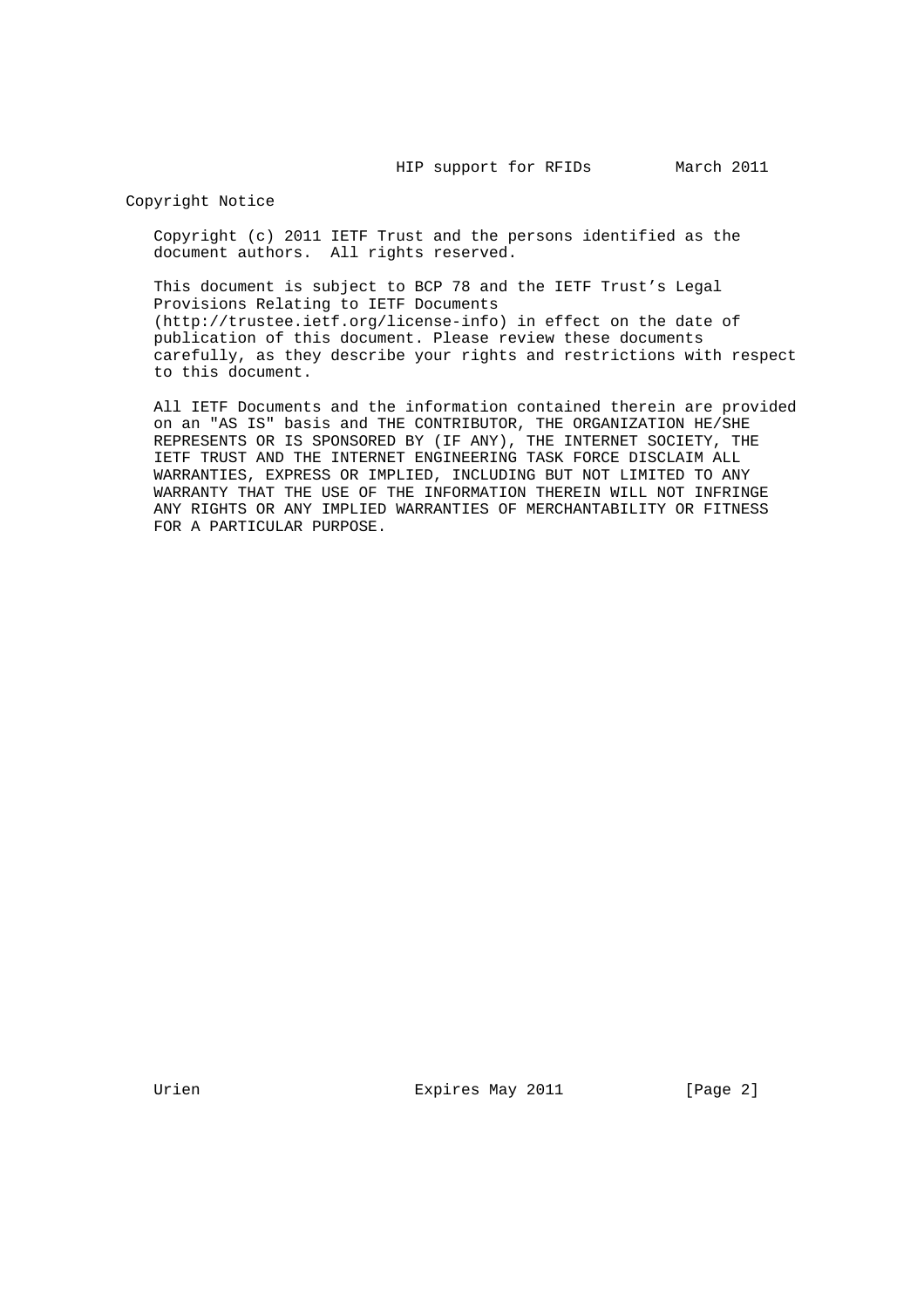## Copyright Notice

Copyright (c) 2011 IETF Trust and the persons identified as the document authors. All rights reserved.

This document is subject to BCP 78 and the IETF Trust's Legal Provisions Relating to IETF Documents (http://trustee.ietf.org/license-info) in effect on the date of publication of this document. Please review these documents carefully, as they describe your rights and restrictions with respect to this document.

All IETF Documents and the information contained therein are provided on an "AS IS" basis and THE CONTRIBUTOR, THE ORGANIZATION HE/SHE REPRESENTS OR IS SPONSORED BY (IF ANY), THE INTERNET SOCIETY, THE IETF TRUST AND THE INTERNET ENGINEERING TASK FORCE DISCLAIM ALL WARRANTIES, EXPRESS OR IMPLIED, INCLUDING BUT NOT LIMITED TO ANY WARRANTY THAT THE USE OF THE INFORMATION THEREIN WILL NOT INFRINGE ANY RIGHTS OR ANY IMPLIED WARRANTIES OF MERCHANTABILITY OR FITNESS FOR A PARTICULAR PURPOSE.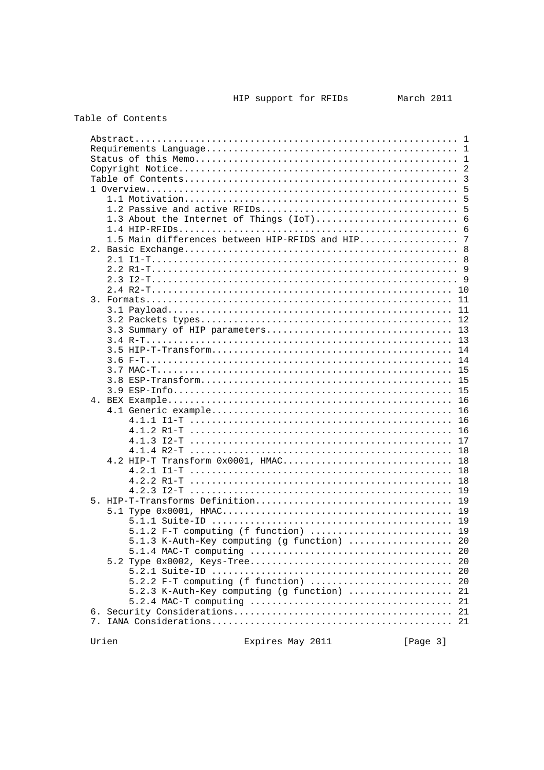Table of Contents

```
   Abstract........................................................... 1
   Requirements Language.............................................. 1
   Status of this Memo................................................ 1
   Copyright Notice................................................... 2
   Table of Contents.................................................. 3
   1 Overview......................................................... 5
      1.1 Motivation.................................................. 5
      1.2 Passive and active RFIDs.................................... 5
      1.3 About the Internet of Things (IoT).......................... 6
      1.4 HIP-RFIDs................................................... 6
      1.5 Main differences between HIP-RFIDS and HIP.................. 7
   2. Basic Exchange.................................................. 8
      2.1 I1-T........................................................ 8
      2.2 R1-T........................................................ 9
      2.3 I2-T........................................................ 9
      2.4 R2-T........................................................ 10
   3. Formats......................................................... 11
      3.1 Payload..................................................... 11
      3.2 Packets types............................................... 12
      3.3 Summary of HIP parameters................................... 13
      3.4 R-T......................................................... 13
      3.5 HIP-T-Transform............................................. 14
      3.6 F-T......................................................... 14
      3.7 MAC-T....................................................... 15
      3.8 ESP-Transform............................................... 15
      3.9 ESP-Info.................................................... 15
   4. BEX Example..................................................... 16
      4.1 Generic example............................................. 16
         4.1.1 I1-T .................................................. 16
         4.1.2 R1-T .................................................. 16
         4.1.3 I2-T .................................................. 17
         4.1.4 R2-T .................................................. 18
      4.2 HIP-T Transform 0x0001, HMAC................................ 18
         4.2.1 I1-T .................................................. 18
         4.2.2 R1-T .................................................. 18
         4.2.3 I2-T .................................................. 19
   5. HIP-T-Transforms Definition..................................... 19
      5.1 Type 0x0001, HMAC........................................... 19
         5.1.1 Suite-ID .............................................. 19
         5.1.2 F-T computing (f function) ............................ 19
         5.1.3 K-Auth-Key computing (g function) ..................... 20
         5.1.4 MAC-T computing ....................................... 20
      5.2 Type 0x0002, Keys-Tree...................................... 20
         5.2.1 Suite-ID .............................................. 20
         5.2.2 F-T computing (f function) ............................ 20
         5.2.3 K-Auth-Key computing (g function) ..................... 21
         5.2.4 MAC-T computing ....................................... 21
   6. Security Considerations......................................... 21
   7. IANA Considerations............................................. 21
```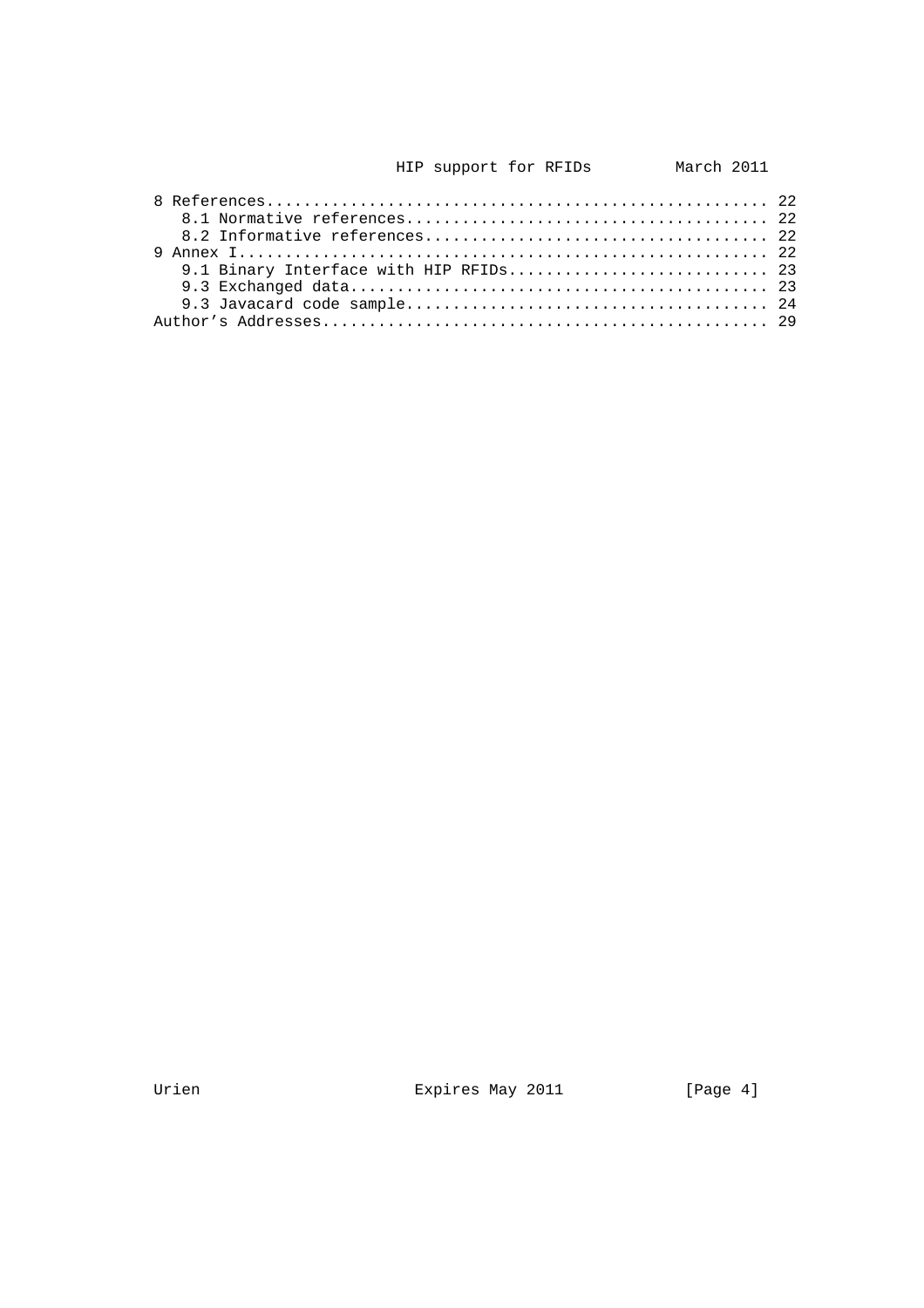```
8 References..................................................... 22
   8.1 Normative references...................................... 22
   8.2 Informative references.................................... 22
9 Annex I........................................................ 22
   9.1 Binary Interface with HIP RFIDs........................... 23
   9.3 Exchanged data............................................ 23
   9.3 Javacard code sample...................................... 24
Author's Addresses............................................... 29
```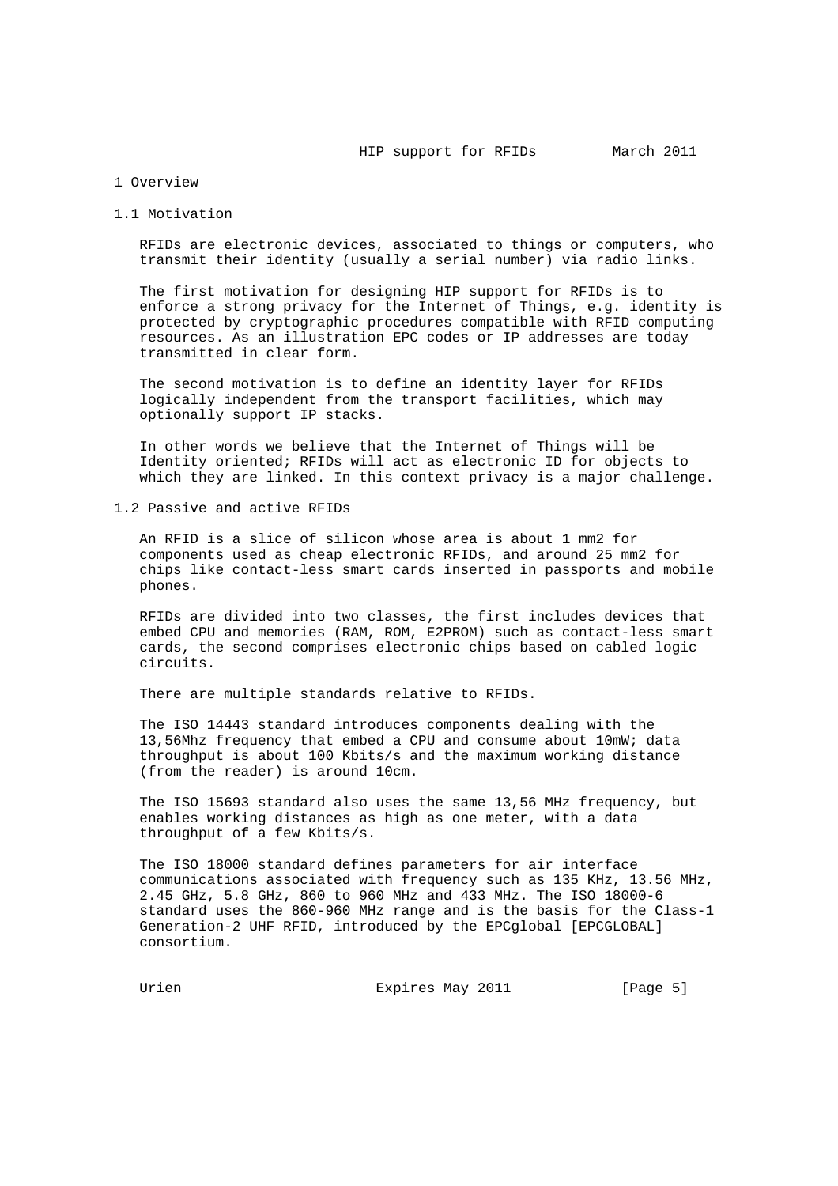# 1 Overview

## 1.1 Motivation

RFIDs are electronic devices, associated to things or computers, who transmit their identity (usually a serial number) via radio links.

The first motivation for designing HIP support for RFIDs is to enforce a strong privacy for the Internet of Things, e.g. identity is protected by cryptographic procedures compatible with RFID computing resources. As an illustration EPC codes or IP addresses are today transmitted in clear form.

The second motivation is to define an identity layer for RFIDs logically independent from the transport facilities, which may optionally support IP stacks.

In other words we believe that the Internet of Things will be Identity oriented; RFIDs will act as electronic ID for objects to which they are linked. In this context privacy is a major challenge.

## 1.2 Passive and active RFIDs

An RFID is a slice of silicon whose area is about 1 mm2 for components used as cheap electronic RFIDs, and around 25 mm2 for chips like contact-less smart cards inserted in passports and mobile phones.

RFIDs are divided into two classes, the first includes devices that embed CPU and memories (RAM, ROM, E2PROM) such as contact-less smart cards, the second comprises electronic chips based on cabled logic circuits.

There are multiple standards relative to RFIDs.

The ISO 14443 standard introduces components dealing with the 13,56Mhz frequency that embed a CPU and consume about 10mW; data throughput is about 100 Kbits/s and the maximum working distance (from the reader) is around 10cm.

The ISO 15693 standard also uses the same 13,56 MHz frequency, but enables working distances as high as one meter, with a data throughput of a few Kbits/s.

The ISO 18000 standard defines parameters for air interface communications associated with frequency such as 135 KHz, 13.56 MHz, 2.45 GHz, 5.8 GHz, 860 to 960 MHz and 433 MHz. The ISO 18000-6 standard uses the 860-960 MHz range and is the basis for the Class-1 Generation-2 UHF RFID, introduced by the EPCglobal [EPCGLOBAL] consortium.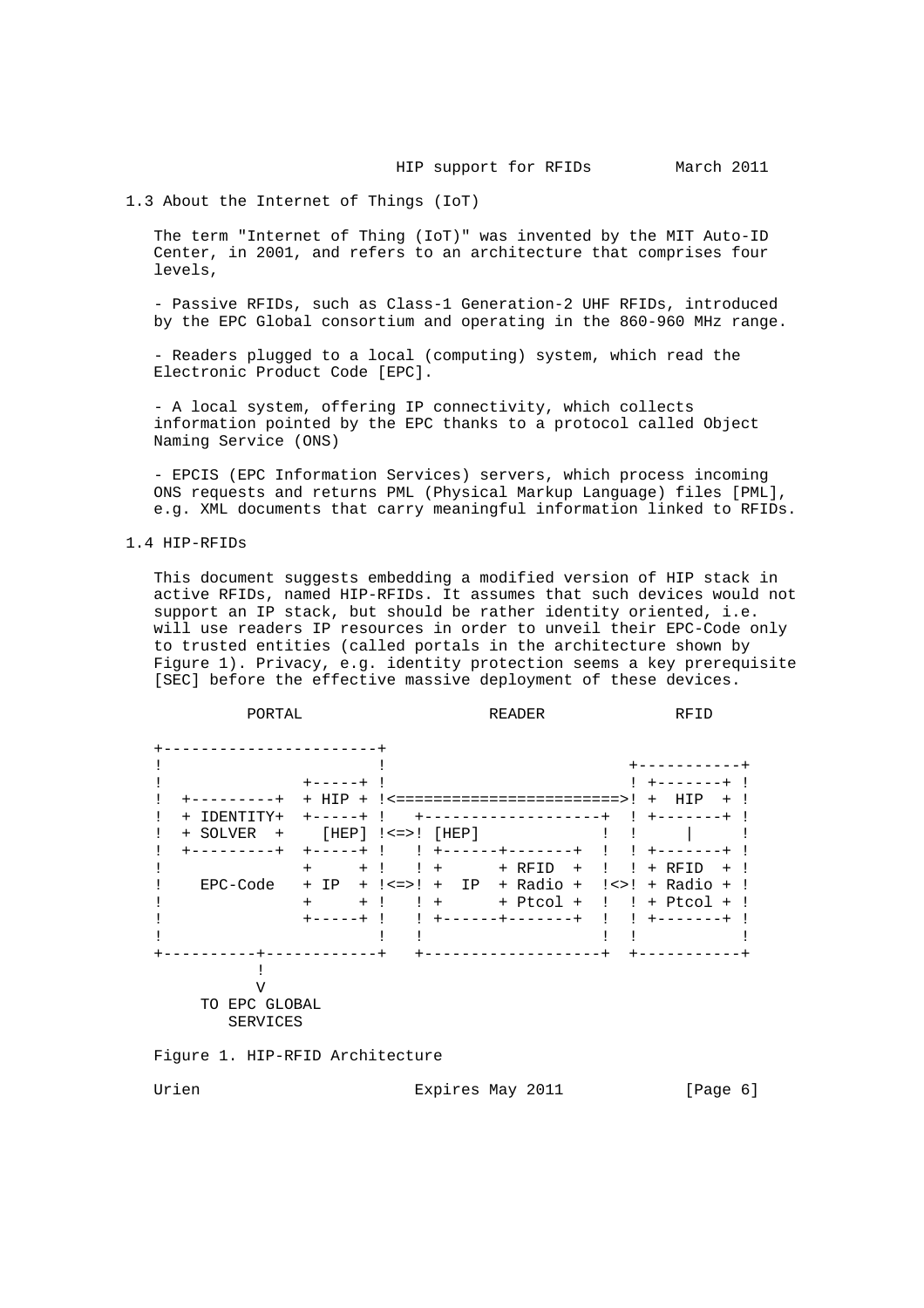## 1.3 About the Internet of Things (IoT)

The term "Internet of Thing (IoT)" was invented by the MIT Auto-ID Center, in 2001, and refers to an architecture that comprises four levels,

- Passive RFIDs, such as Class-1 Generation-2 UHF RFIDs, introduced by the EPC Global consortium and operating in the 860-960 MHz range.

- Readers plugged to a local (computing) system, which read the Electronic Product Code [EPC].

- A local system, offering IP connectivity, which collects information pointed by the EPC thanks to a protocol called Object Naming Service (ONS)

- EPCIS (EPC Information Services) servers, which process incoming ONS requests and returns PML (Physical Markup Language) files [PML], e.g. XML documents that carry meaningful information linked to RFIDs.

## 1.4 HIP-RFIDs

This document suggests embedding a modified version of HIP stack in active RFIDs, named HIP-RFIDs. It assumes that such devices would not support an IP stack, but should be rather identity oriented, i.e. will use readers IP resources in order to unveil their EPC-Code only to trusted entities (called portals in the architecture shown by Figure 1). Privacy, e.g. identity protection seems a key prerequisite [SEC] before the effective massive deployment of these devices.

```
          PORTAL                     READER            RFID

   +-----------------------+
   !                       !                       +-----------+
   !             +-----+ !                       ! +-------+ !
   !  +---------+  + HIP + !<=======================>! +  HIP  + !
   !  + IDENTITY+  +-----+ !   +--------------------+  ! +-------+ !
   !  + SOLVER  +    [HEP] !<=>! [HEP]             !  !     |     !
   !  +---------+  +-----+ !   ! +------+-------+  !  ! +-------+ !
   !             +     + !   ! +      + RFID  +  !  ! + RFID  + !
   !   EPC-Code   + IP  + !<=>! +  IP  + Radio +  !<>! + Radio + !
   !             +     + !   ! +      + Ptcol +  !  ! + Ptcol + !
   !             +-----+ !   ! +------+-------+  !  ! +-------+ !
   !                       !   !                    !  !           !
   +----------+------------+   +--------------------+  +-----------+
              !
              V
       TO EPC GLOBAL
          SERVICES
```

Figure 1. HIP-RFID Architecture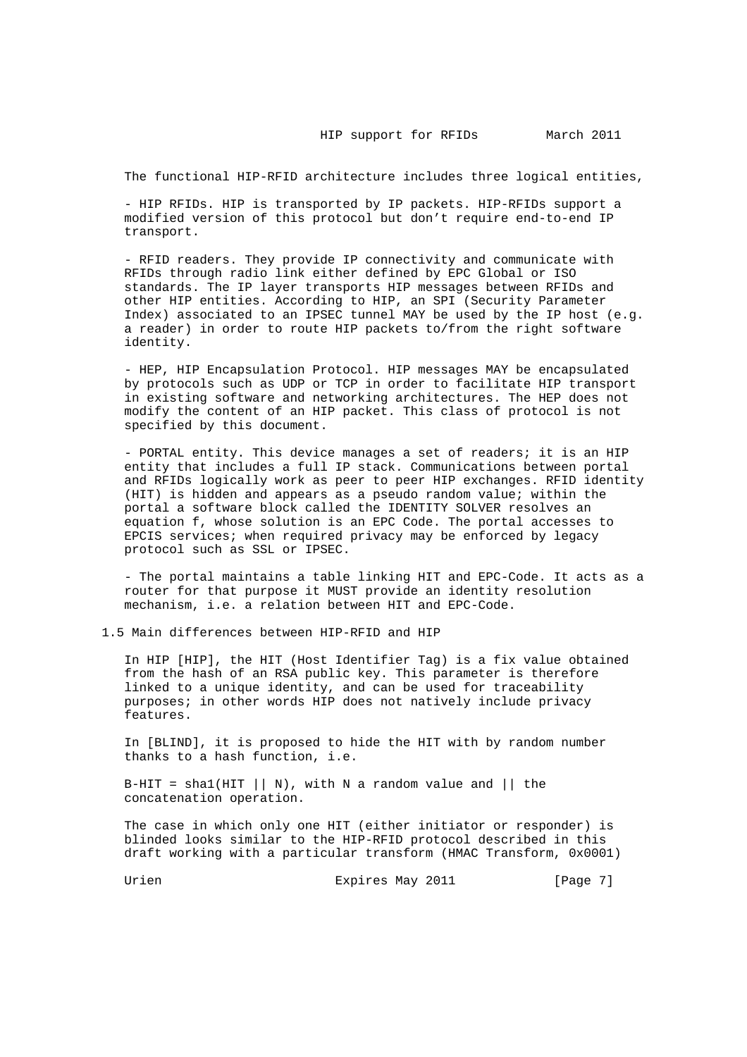The functional HIP-RFID architecture includes three logical entities,

- HIP RFIDs. HIP is transported by IP packets. HIP-RFIDs support a modified version of this protocol but don't require end-to-end IP transport.

- RFID readers. They provide IP connectivity and communicate with RFIDs through radio link either defined by EPC Global or ISO standards. The IP layer transports HIP messages between RFIDs and other HIP entities. According to HIP, an SPI (Security Parameter Index) associated to an IPSEC tunnel MAY be used by the IP host (e.g. a reader) in order to route HIP packets to/from the right software identity.

- HEP, HIP Encapsulation Protocol. HIP messages MAY be encapsulated by protocols such as UDP or TCP in order to facilitate HIP transport in existing software and networking architectures. The HEP does not modify the content of an HIP packet. This class of protocol is not specified by this document.

- PORTAL entity. This device manages a set of readers; it is an HIP entity that includes a full IP stack. Communications between portal and RFIDs logically work as peer to peer HIP exchanges. RFID identity (HIT) is hidden and appears as a pseudo random value; within the portal a software block called the IDENTITY SOLVER resolves an equation f, whose solution is an EPC Code. The portal accesses to EPCIS services; when required privacy may be enforced by legacy protocol such as SSL or IPSEC.

- The portal maintains a table linking HIT and EPC-Code. It acts as a router for that purpose it MUST provide an identity resolution mechanism, i.e. a relation between HIT and EPC-Code.

## 1.5 Main differences between HIP-RFID and HIP

In HIP [HIP], the HIT (Host Identifier Tag) is a fix value obtained from the hash of an RSA public key. This parameter is therefore linked to a unique identity, and can be used for traceability purposes; in other words HIP does not natively include privacy features.

In [BLIND], it is proposed to hide the HIT with by random number thanks to a hash function, i.e.

B-HIT = sha1(HIT || N), with N a random value and || the concatenation operation.

The case in which only one HIT (either initiator or responder) is blinded looks similar to the HIP-RFID protocol described in this draft working with a particular transform (HMAC Transform, 0x0001)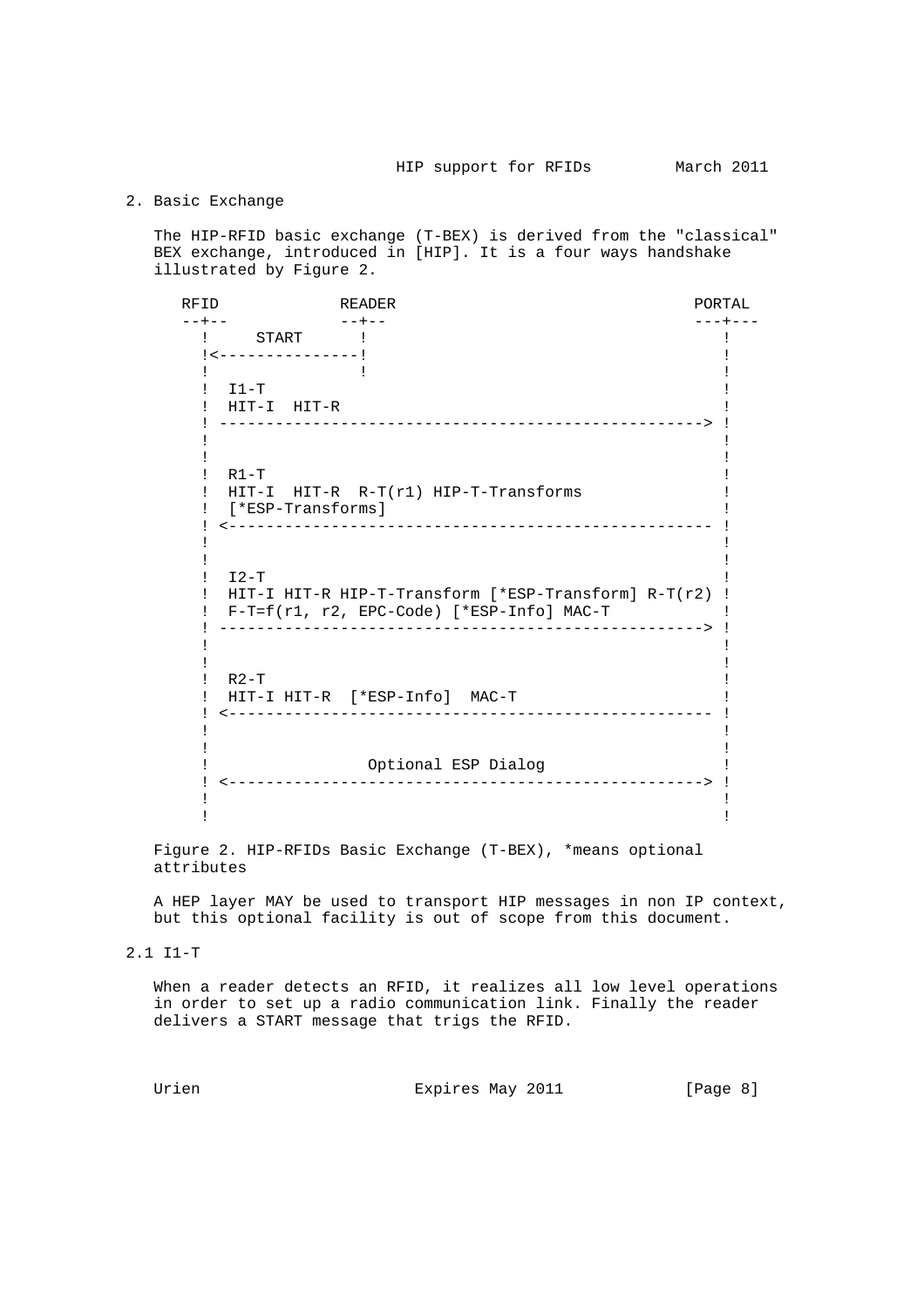## 2. Basic Exchange

The HIP-RFID basic exchange (T-BEX) is derived from the "classical" BEX exchange, introduced in [HIP]. It is a four ways handshake illustrated by Figure 2.

```
   RFID            READER                                   PORTAL
   --+--            --+--                                   ---+---
     !     START      !                                        !
     !<---------------!                                        !
     !                !                                        !
     !  I1-T                                                   !
     !  HIT-I  HIT-R                                           !
     ! ---------------------------------------------------->   !
     !                                                         !
     !                                                         !
     !  R1-T                                                   !
     !  HIT-I  HIT-R  R-T(r1) HIP-T-Transforms                 !
     !  [*ESP-Transforms]                                      !
     ! <----------------------------------------------------   !
     !                                                         !
     !                                                         !
     !  I2-T                                                   !
     !  HIT-I HIT-R HIP-T-Transform [*ESP-Transform] R-T(r2)   !
     !  F-T=f(r1, r2, EPC-Code) [*ESP-Info] MAC-T              !
     ! ---------------------------------------------------->   !
     !                                                         !
     !                                                         !
     !  R2-T                                                   !
     !  HIT-I HIT-R  [*ESP-Info]  MAC-T                        !
     ! <----------------------------------------------------   !
     !                                                         !
     !                                                         !
     !                 Optional ESP Dialog                     !
     ! <--------------------------------------------------->   !
     !                                                         !
     !                                                         !
```

Figure 2. HIP-RFIDs Basic Exchange (T-BEX), *means optional attributes

A HEP layer MAY be used to transport HIP messages in non IP context, but this optional facility is out of scope from this document.

### 2.1 I1-T

When a reader detects an RFID, it realizes all low level operations in order to set up a radio communication link. Finally the reader delivers a START message that trigs the RFID.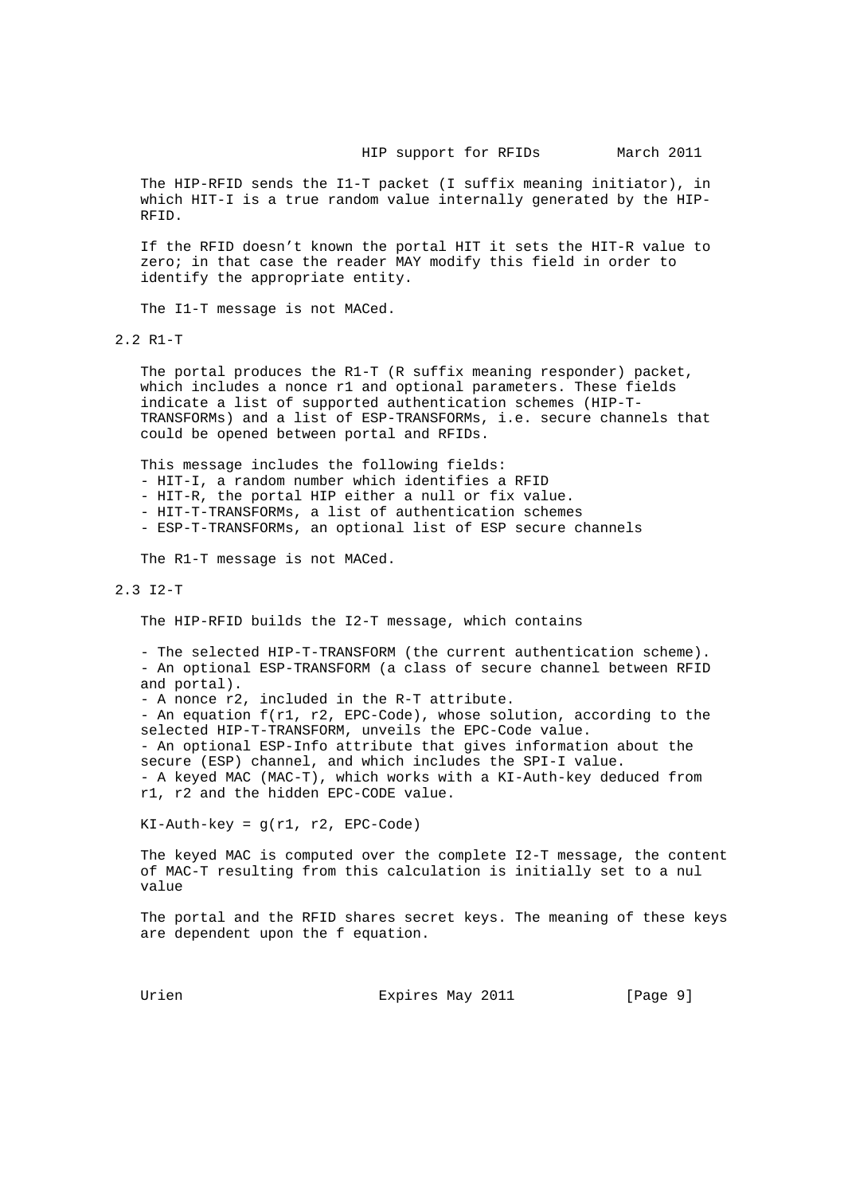The HIP-RFID sends the I1-T packet (I suffix meaning initiator), in which HIT-I is a true random value internally generated by the HIP-RFID.

If the RFID doesn't known the portal HIT it sets the HIT-R value to zero; in that case the reader MAY modify this field in order to identify the appropriate entity.

The I1-T message is not MACed.

## 2.2 R1-T

The portal produces the R1-T (R suffix meaning responder) packet, which includes a nonce r1 and optional parameters. These fields indicate a list of supported authentication schemes (HIP-T-TRANSFORMs) and a list of ESP-TRANSFORMs, i.e. secure channels that could be opened between portal and RFIDs.

This message includes the following fields:

- HIT-I, a random number which identifies a RFID
- HIT-R, the portal HIP either a null or fix value.
- HIT-T-TRANSFORMs, a list of authentication schemes
- ESP-T-TRANSFORMs, an optional list of ESP secure channels

The R1-T message is not MACed.

## 2.3 I2-T

The HIP-RFID builds the I2-T message, which contains

- The selected HIP-T-TRANSFORM (the current authentication scheme).
- An optional ESP-TRANSFORM (a class of secure channel between RFID and portal).
- A nonce r2, included in the R-T attribute.
- An equation f(r1, r2, EPC-Code), whose solution, according to the selected HIP-T-TRANSFORM, unveils the EPC-Code value.
- An optional ESP-Info attribute that gives information about the secure (ESP) channel, and which includes the SPI-I value.
- A keyed MAC (MAC-T), which works with a KI-Auth-key deduced from r1, r2 and the hidden EPC-CODE value.

KI-Auth-key = g(r1, r2, EPC-Code)

The keyed MAC is computed over the complete I2-T message, the content of MAC-T resulting from this calculation is initially set to a nul value

The portal and the RFID shares secret keys. The meaning of these keys are dependent upon the f equation.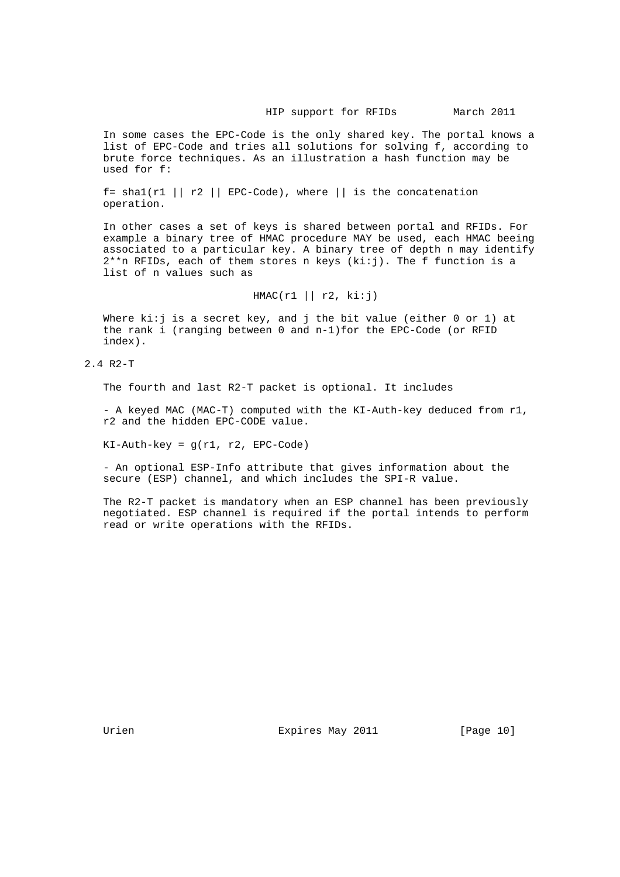In some cases the EPC-Code is the only shared key. The portal knows a list of EPC-Code and tries all solutions for solving f, according to brute force techniques. As an illustration a hash function may be used for f:

f= sha1(r1 || r2 || EPC-Code), where || is the concatenation operation.

In other cases a set of keys is shared between portal and RFIDs. For example a binary tree of HMAC procedure MAY be used, each HMAC beeing associated to a particular key. A binary tree of depth n may identify 2**n RFIDs, each of them stores n keys (ki:j). The f function is a list of n values such as

HMAC(r1 || r2, ki:j)

Where ki:j is a secret key, and j the bit value (either 0 or 1) at the rank i (ranging between 0 and n-1)for the EPC-Code (or RFID index).

## 2.4 R2-T

The fourth and last R2-T packet is optional. It includes

- A keyed MAC (MAC-T) computed with the KI-Auth-key deduced from r1, r2 and the hidden EPC-CODE value.

KI-Auth-key = g(r1, r2, EPC-Code)

- An optional ESP-Info attribute that gives information about the secure (ESP) channel, and which includes the SPI-R value.

The R2-T packet is mandatory when an ESP channel has been previously negotiated. ESP channel is required if the portal intends to perform read or write operations with the RFIDs.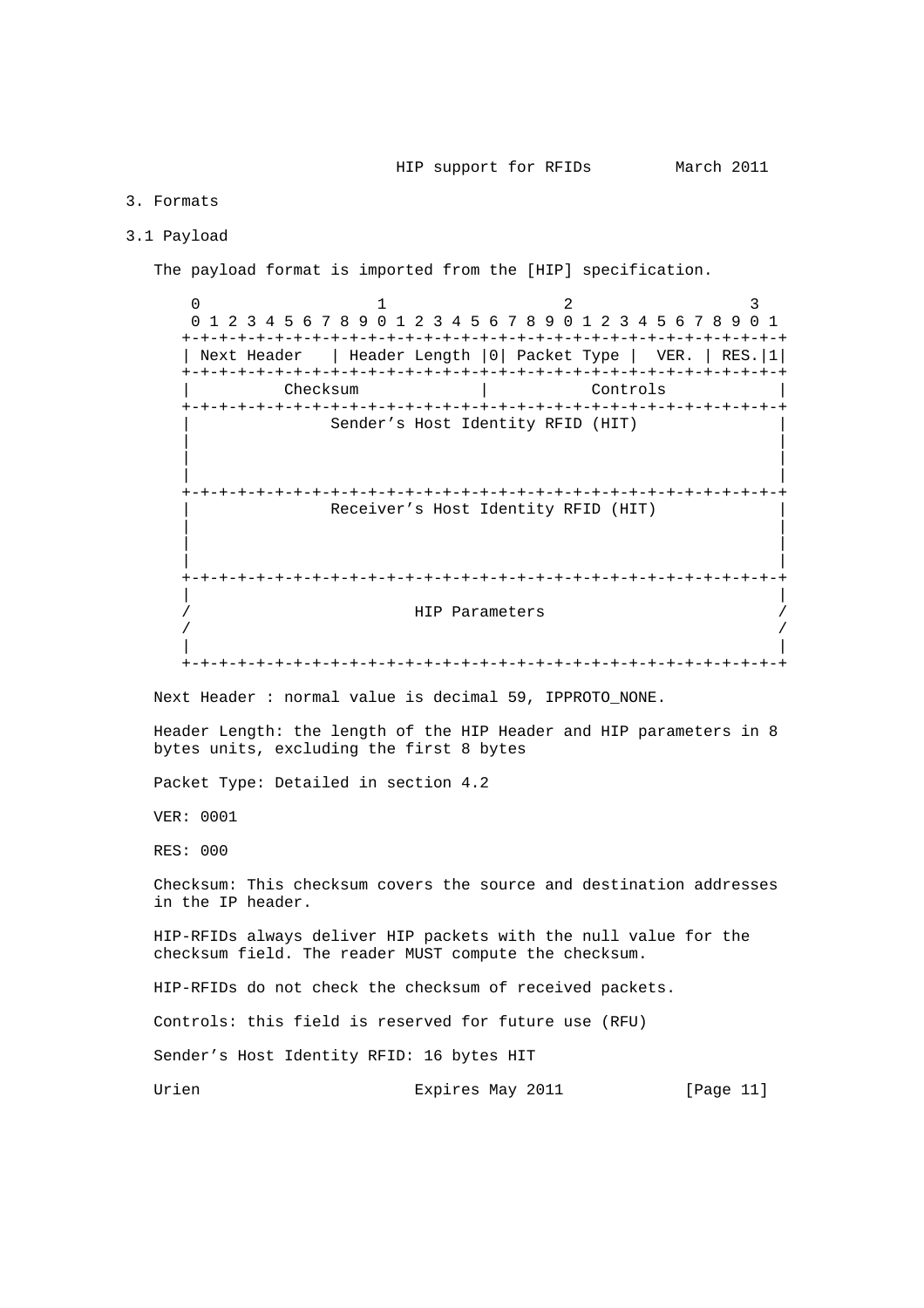# 3. Formats

## 3.1 Payload

The payload format is imported from the [HIP] specification.

```
    0                   1                   2                   3
    0 1 2 3 4 5 6 7 8 9 0 1 2 3 4 5 6 7 8 9 0 1 2 3 4 5 6 7 8 9 0 1
   +-+-+-+-+-+-+-+-+-+-+-+-+-+-+-+-+-+-+-+-+-+-+-+-+-+-+-+-+-+-+-+-+
   | Next Header   | Header Length |0| Packet Type |  VER. | RES.|1|
   +-+-+-+-+-+-+-+-+-+-+-+-+-+-+-+-+-+-+-+-+-+-+-+-+-+-+-+-+-+-+-+-+
   |          Checksum             |           Controls            |
   +-+-+-+-+-+-+-+-+-+-+-+-+-+-+-+-+-+-+-+-+-+-+-+-+-+-+-+-+-+-+-+-+
   |                Sender's Host Identity RFID (HIT)              |
   |                                                               |
   |                                                               |
   |                                                               |
   +-+-+-+-+-+-+-+-+-+-+-+-+-+-+-+-+-+-+-+-+-+-+-+-+-+-+-+-+-+-+-+-+
   |                Receiver's Host Identity RFID (HIT)            |
   |                                                               |
   |                                                               |
   |                                                               |
   +-+-+-+-+-+-+-+-+-+-+-+-+-+-+-+-+-+-+-+-+-+-+-+-+-+-+-+-+-+-+-+-+
   |                                                               |
   /                        HIP Parameters                         /
   /                                                               /
   |                                                               |
   +-+-+-+-+-+-+-+-+-+-+-+-+-+-+-+-+-+-+-+-+-+-+-+-+-+-+-+-+-+-+-+-+
```

Next Header : normal value is decimal 59, IPPROTO_NONE.

Header Length: the length of the HIP Header and HIP parameters in 8 bytes units, excluding the first 8 bytes

Packet Type: Detailed in section 4.2

VER: 0001

RES: 000

Checksum: This checksum covers the source and destination addresses in the IP header.

HIP-RFIDs always deliver HIP packets with the null value for the checksum field. The reader MUST compute the checksum.

HIP-RFIDs do not check the checksum of received packets.

Controls: this field is reserved for future use (RFU)

Sender's Host Identity RFID: 16 bytes HIT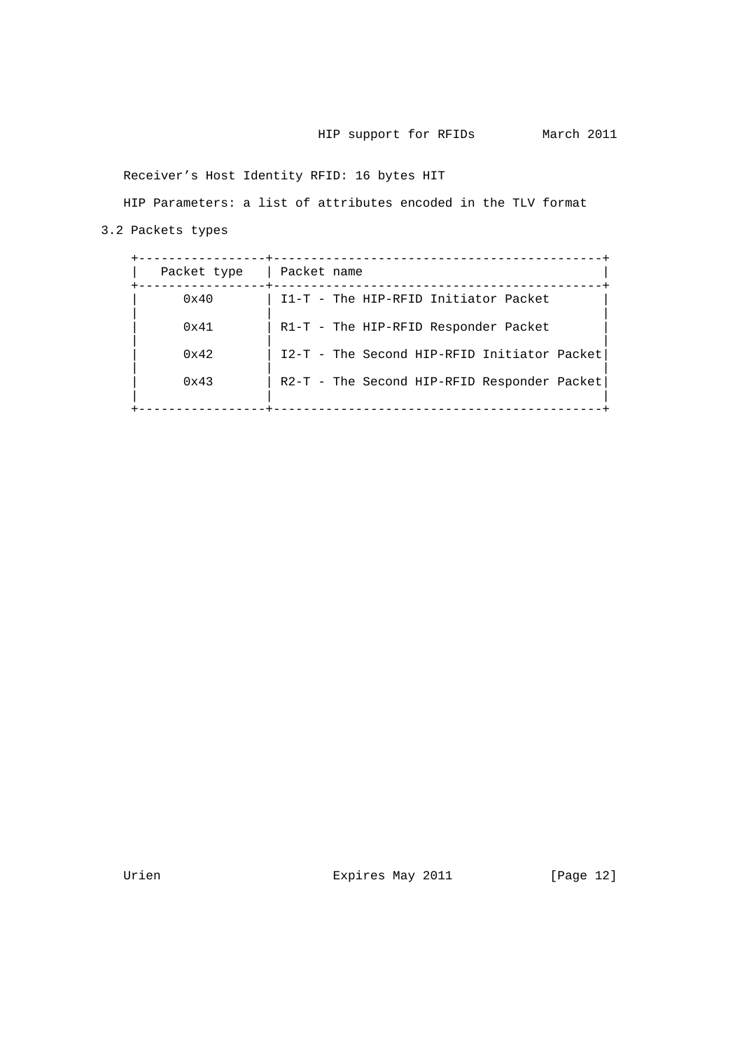Receiver’s Host Identity RFID: 16 bytes HIT

HIP Parameters: a list of attributes encoded in the TLV format

## 3.2 Packets types

| Packet type | Packet name |
|---|---|
| 0x40 | I1-T - The HIP-RFID Initiator Packet |
| 0x41 | R1-T - The HIP-RFID Responder Packet |
| 0x42 | I2-T - The Second HIP-RFID Initiator Packet |
| 0x43 | R2-T - The Second HIP-RFID Responder Packet |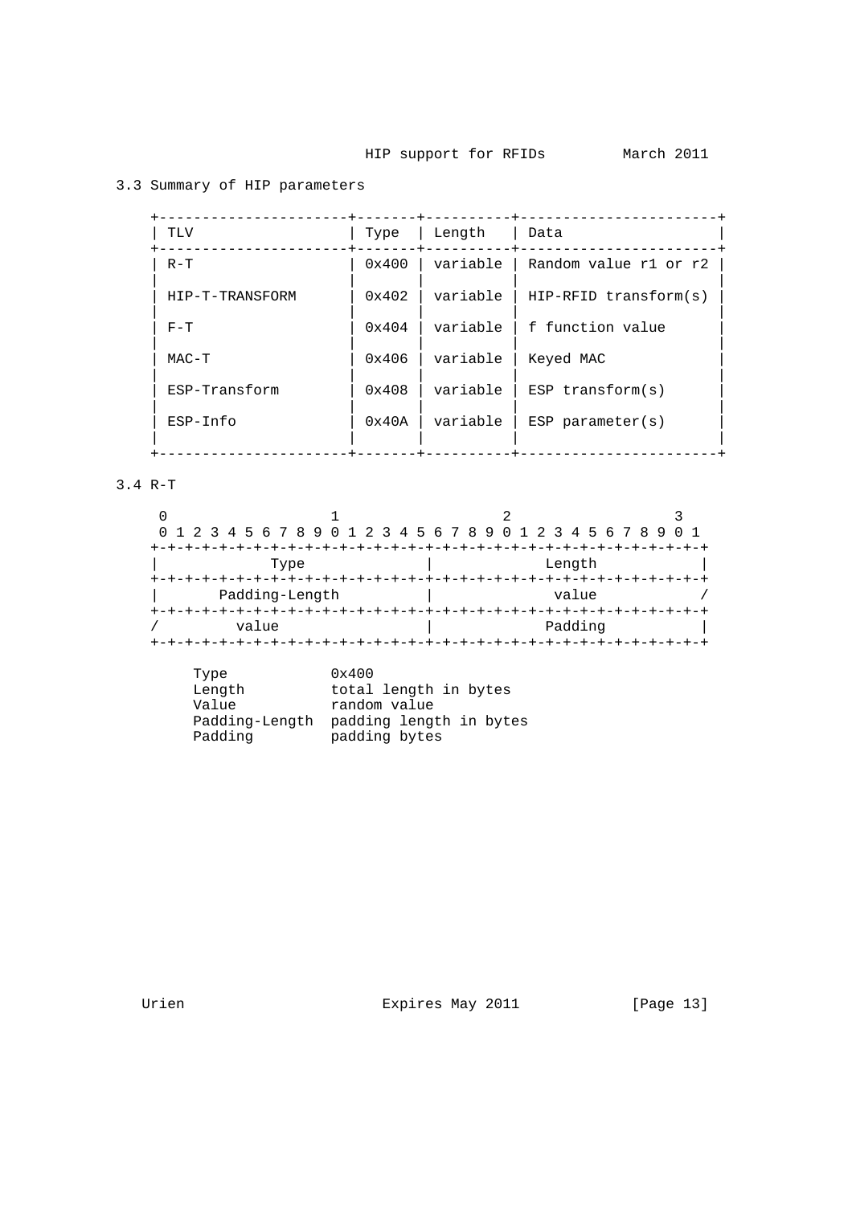### 3.3 Summary of HIP parameters

| TLV | Type | Length | Data |
|---|---|---|---|
| R-T | 0x400 | variable | Random value r1 or r2 |
| HIP-T-TRANSFORM | 0x402 | variable | HIP-RFID transform(s) |
| F-T | 0x404 | variable | f function value |
| MAC-T | 0x406 | variable | Keyed MAC |
| ESP-Transform | 0x408 | variable | ESP transform(s) |
| ESP-Info | 0x40A | variable | ESP parameter(s) |

### 3.4 R-T

```
 0                   1                   2                   3
 0 1 2 3 4 5 6 7 8 9 0 1 2 3 4 5 6 7 8 9 0 1 2 3 4 5 6 7 8 9 0 1
+-+-+-+-+-+-+-+-+-+-+-+-+-+-+-+-+-+-+-+-+-+-+-+-+-+-+-+-+-+-+-+-+
|             Type              |             Length            |
+-+-+-+-+-+-+-+-+-+-+-+-+-+-+-+-+-+-+-+-+-+-+-+-+-+-+-+-+-+-+-+-+
|       Padding-Length          |              value            /
+-+-+-+-+-+-+-+-+-+-+-+-+-+-+-+-+-+-+-+-+-+-+-+-+-+-+-+-+-+-+-+-+
/         value                 |             Padding           |
+-+-+-+-+-+-+-+-+-+-+-+-+-+-+-+-+-+-+-+-+-+-+-+-+-+-+-+-+-+-+-+-+

     Type            0x400
     Length          total length in bytes
     Value           random value
     Padding-Length  padding length in bytes
     Padding         padding bytes
```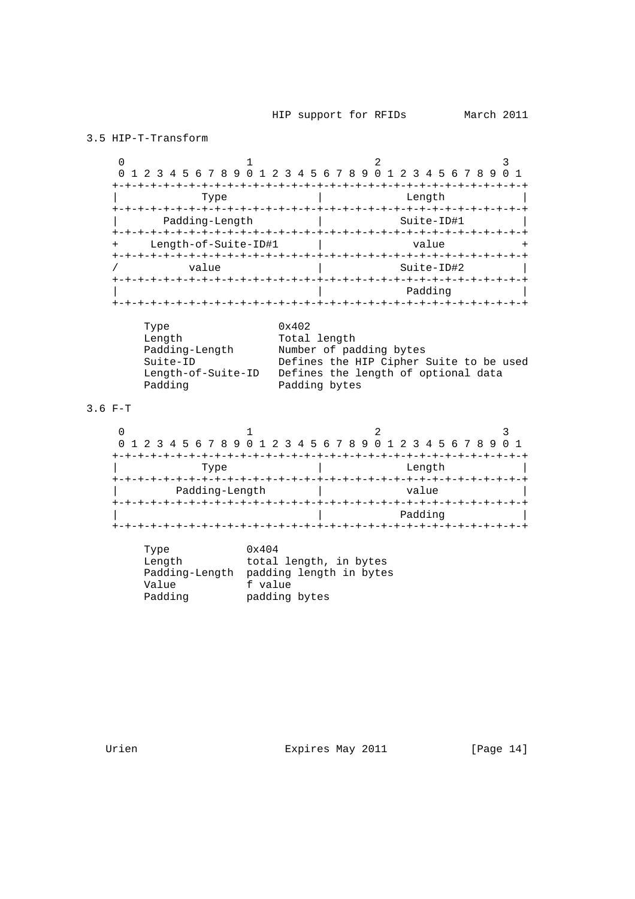### 3.5 HIP-T-Transform

```
 0                   1                   2                   3
 0 1 2 3 4 5 6 7 8 9 0 1 2 3 4 5 6 7 8 9 0 1 2 3 4 5 6 7 8 9 0 1
+-+-+-+-+-+-+-+-+-+-+-+-+-+-+-+-+-+-+-+-+-+-+-+-+-+-+-+-+-+-+-+-+
|             Type              |             Length            |
+-+-+-+-+-+-+-+-+-+-+-+-+-+-+-+-+-+-+-+-+-+-+-+-+-+-+-+-+-+-+-+-+
|       Padding-Length          |            Suite-ID#1         |
+-+-+-+-+-+-+-+-+-+-+-+-+-+-+-+-+-+-+-+-+-+-+-+-+-+-+-+-+-+-+-+-+
+     Length-of-Suite-ID#1      |             value             +
+-+-+-+-+-+-+-+-+-+-+-+-+-+-+-+-+-+-+-+-+-+-+-+-+-+-+-+-+-+-+-+-+
/          value                |            Suite-ID#2         |
+-+-+-+-+-+-+-+-+-+-+-+-+-+-+-+-+-+-+-+-+-+-+-+-+-+-+-+-+-+-+-+-+
|                               |             Padding           |
+-+-+-+-+-+-+-+-+-+-+-+-+-+-+-+-+-+-+-+-+-+-+-+-+-+-+-+-+-+-+-+-+
```

```
Type                 0x402
Length               Total length
Padding-Length       Number of padding bytes
Suite-ID             Defines the HIP Cipher Suite to be used
Length-of-Suite-ID   Defines the length of optional data
Padding              Padding bytes
```

### 3.6 F-T

```
 0                   1                   2                   3
 0 1 2 3 4 5 6 7 8 9 0 1 2 3 4 5 6 7 8 9 0 1 2 3 4 5 6 7 8 9 0 1
+-+-+-+-+-+-+-+-+-+-+-+-+-+-+-+-+-+-+-+-+-+-+-+-+-+-+-+-+-+-+-+-+
|             Type              |             Length            |
+-+-+-+-+-+-+-+-+-+-+-+-+-+-+-+-+-+-+-+-+-+-+-+-+-+-+-+-+-+-+-+-+
|         Padding-Length        |             value             |
+-+-+-+-+-+-+-+-+-+-+-+-+-+-+-+-+-+-+-+-+-+-+-+-+-+-+-+-+-+-+-+-+
|                               |            Padding            |
+-+-+-+-+-+-+-+-+-+-+-+-+-+-+-+-+-+-+-+-+-+-+-+-+-+-+-+-+-+-+-+-+
```

```
Type            0x404
Length          total length, in bytes
Padding-Length  padding length in bytes
Value           f value
Padding         padding bytes
```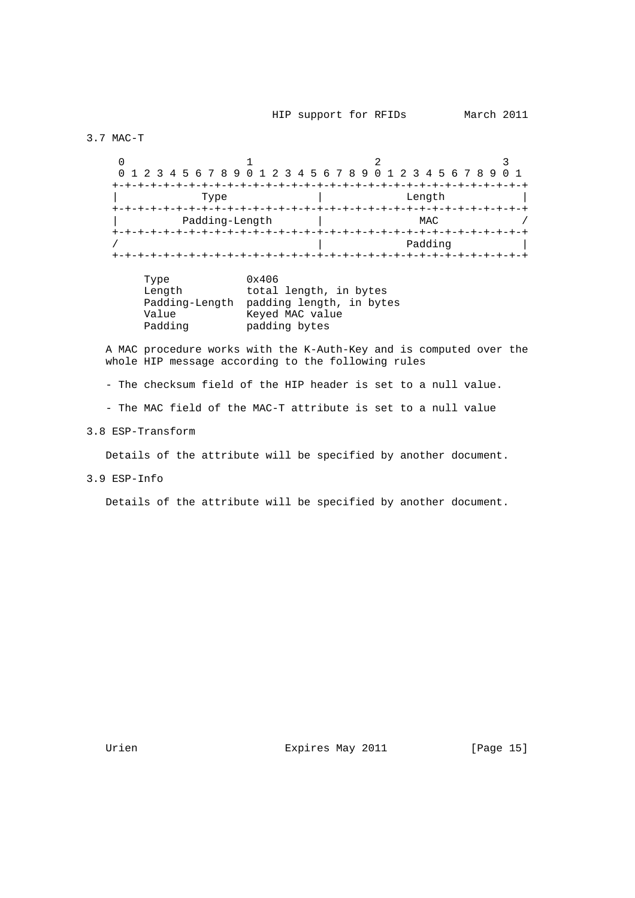### 3.7 MAC-T

```
    0                   1                   2                   3
    0 1 2 3 4 5 6 7 8 9 0 1 2 3 4 5 6 7 8 9 0 1 2 3 4 5 6 7 8 9 0 1
   +-+-+-+-+-+-+-+-+-+-+-+-+-+-+-+-+-+-+-+-+-+-+-+-+-+-+-+-+-+-+-+-+
   |             Type              |             Length            |
   +-+-+-+-+-+-+-+-+-+-+-+-+-+-+-+-+-+-+-+-+-+-+-+-+-+-+-+-+-+-+-+-+
   |          Padding-Length       |              MAC              /
   +-+-+-+-+-+-+-+-+-+-+-+-+-+-+-+-+-+-+-+-+-+-+-+-+-+-+-+-+-+-+-+-+
   /                               |             Padding           |
   +-+-+-+-+-+-+-+-+-+-+-+-+-+-+-+-+-+-+-+-+-+-+-+-+-+-+-+-+-+-+-+-+

        Type            0x406
        Length          total length, in bytes
        Padding-Length  padding length, in bytes
        Value           Keyed MAC value
        Padding         padding bytes
```

A MAC procedure works with the K-Auth-Key and is computed over the whole HIP message according to the following rules

- The checksum field of the HIP header is set to a null value.

- The MAC field of the MAC-T attribute is set to a null value

### 3.8 ESP-Transform

Details of the attribute will be specified by another document.

### 3.9 ESP-Info

Details of the attribute will be specified by another document.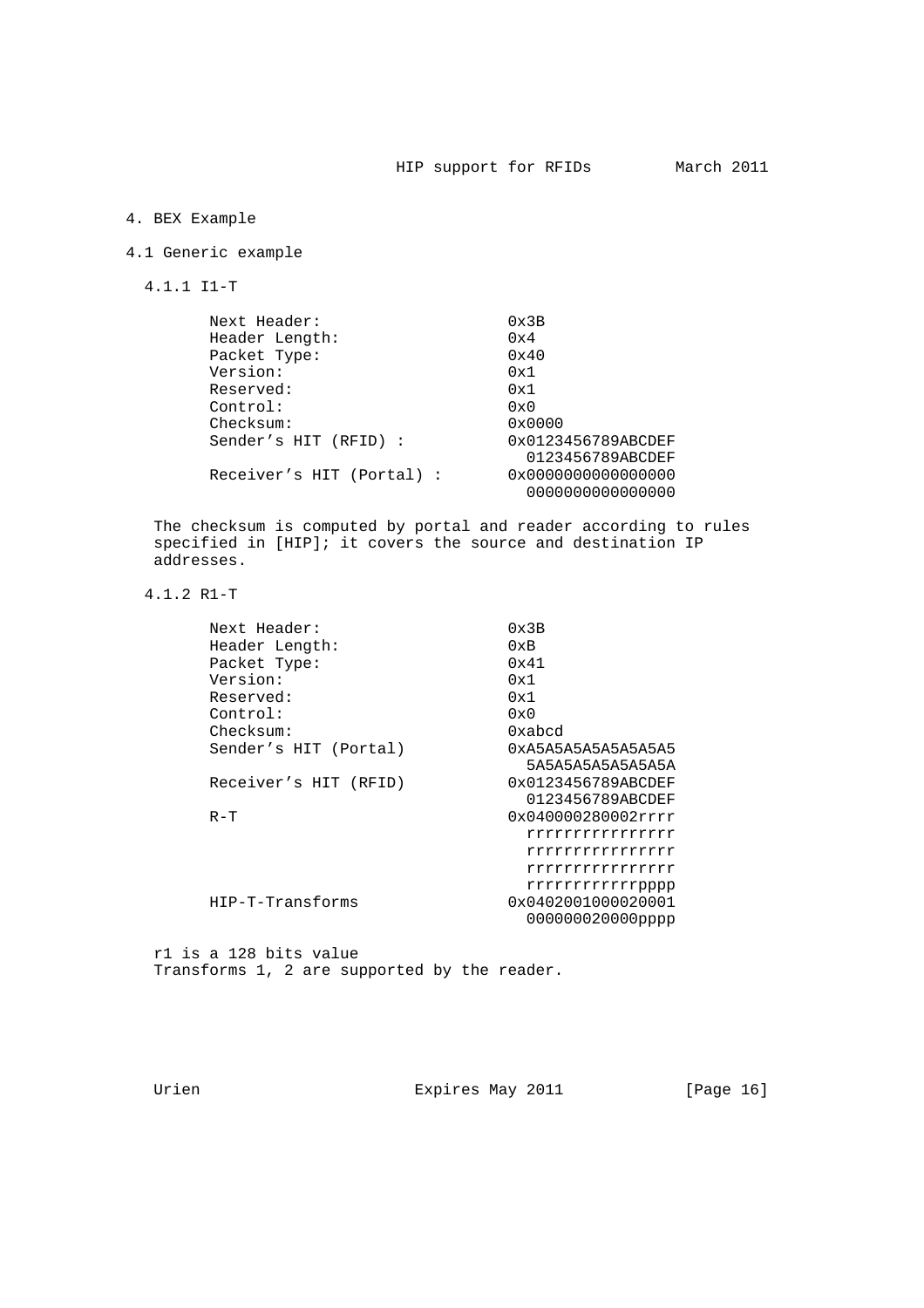# 4. BEX Example

## 4.1 Generic example

### 4.1.1 I1-T

```
Next Header:                    0x3B
Header Length:                  0x4
Packet Type:                    0x40
Version:                        0x1
Reserved:                       0x1
Control:                        0x0
Checksum:                       0x0000
Sender's HIT (RFID) :           0x0123456789ABCDEF
                                  0123456789ABCDEF
Receiver's HIT (Portal) :       0x0000000000000000
                                  0000000000000000
```

The checksum is computed by portal and reader according to rules specified in [HIP]; it covers the source and destination IP addresses.

### 4.1.2 R1-T

```
Next Header:                    0x3B
Header Length:                  0xB
Packet Type:                    0x41
Version:                        0x1
Reserved:                       0x1
Control:                        0x0
Checksum:                       0xabcd
Sender's HIT (Portal)           0xA5A5A5A5A5A5A5A5
                                  5A5A5A5A5A5A5A5A
Receiver's HIT (RFID)           0x0123456789ABCDEF
                                  0123456789ABCDEF
R-T                             0x040000280002rrrr
                                  rrrrrrrrrrrrrrrr
                                  rrrrrrrrrrrrrrrr
                                  rrrrrrrrrrrrrrrr
                                  rrrrrrrrrrrrpppp
HIP-T-Transforms                0x0402001000020001
                                  000000020000pppp
```

r1 is a 128 bits value
Transforms 1, 2 are supported by the reader.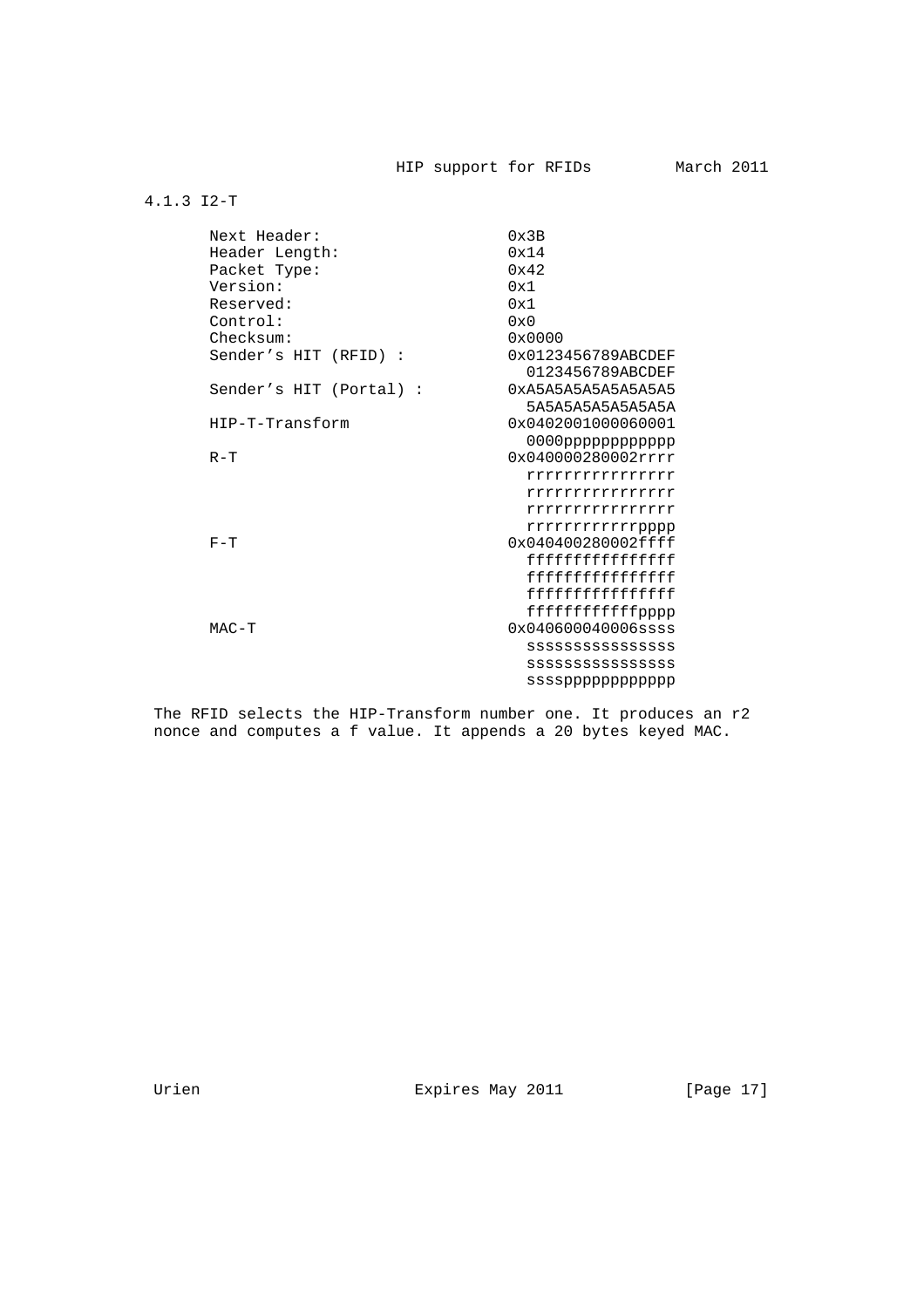### 4.1.3 I2-T

```
Next Header:                   0x3B
Header Length:                 0x14
Packet Type:                   0x42
Version:                       0x1
Reserved:                      0x1
Control:                       0x0
Checksum:                      0x0000
Sender's HIT (RFID) :          0x0123456789ABCDEF
                                 0123456789ABCDEF
Sender's HIT (Portal) :        0xA5A5A5A5A5A5A5A5
                                 5A5A5A5A5A5A5A5A
HIP-T-Transform                0x0402001000060001
                                 0000pppppppppppp
R-T                            0x040000280002rrrr
                                 rrrrrrrrrrrrrrrr
                                 rrrrrrrrrrrrrrrr
                                 rrrrrrrrrrrrrrrr
                                 rrrrrrrrrrrrpppp
F-T                            0x040400280002ffff
                                 ffffffffffffffff
                                 ffffffffffffffff
                                 ffffffffffffffff
                                 ffffffffffffpppp
MAC-T                          0x040600040006ssss
                                 ssssssssssssssss
                                 ssssssssssssssss
                                 sssspppppppppppp
```

The RFID selects the HIP-Transform number one. It produces an r2 nonce and computes a f value. It appends a 20 bytes keyed MAC.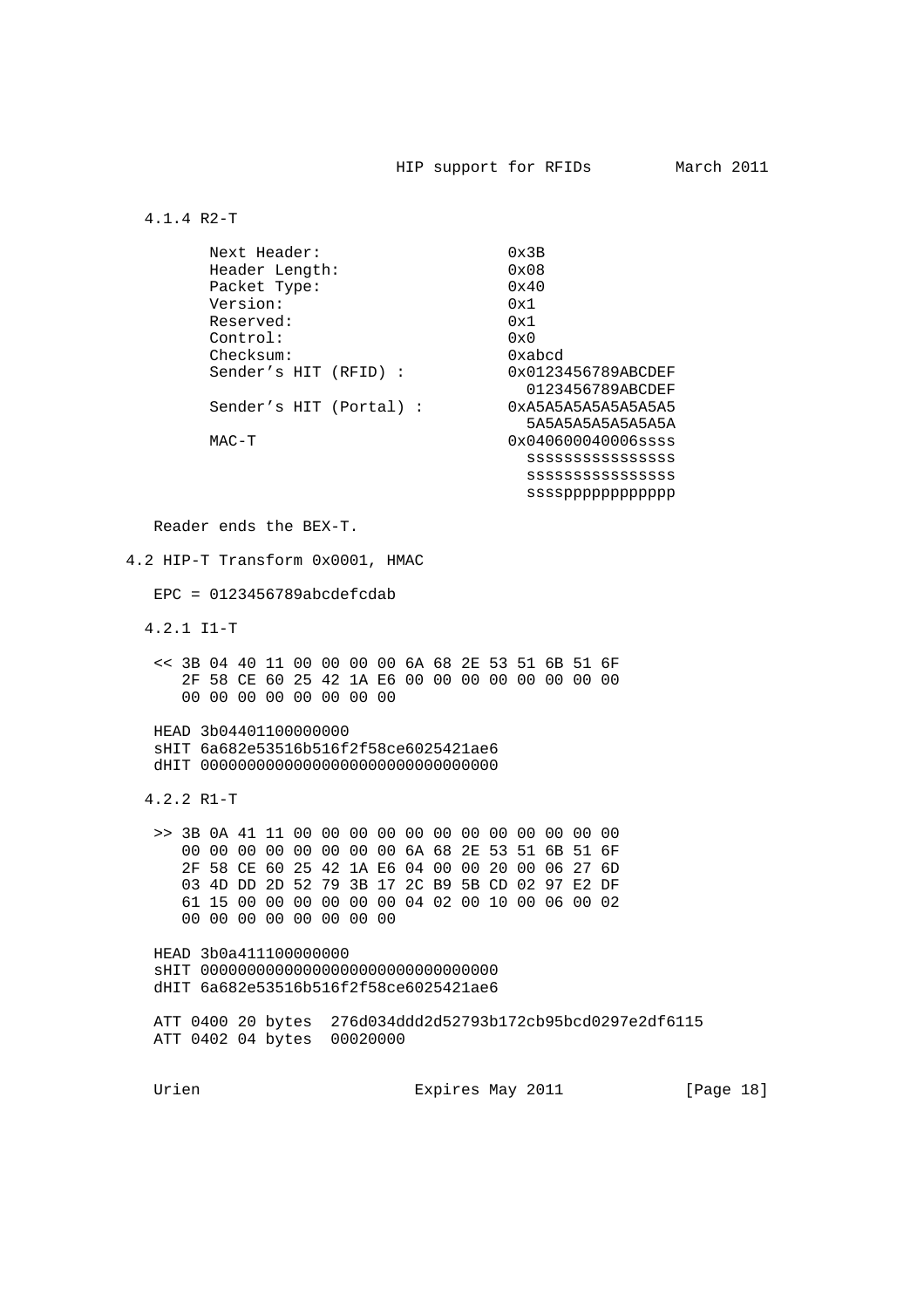### 4.1.4 R2-T

```
Next Header:                 0x3B
Header Length:               0x08
Packet Type:                 0x40
Version:                     0x1
Reserved:                    0x1
Control:                     0x0
Checksum:                    0xabcd
Sender's HIT (RFID) :        0x0123456789ABCDEF
                               0123456789ABCDEF
Sender's HIT (Portal) :      0xA5A5A5A5A5A5A5A5
                               5A5A5A5A5A5A5A5A
MAC-T                        0x040600040006ssss
                               ssssssssssssssss
                               ssssssssssssssss
                               ssssppppppppppppp
```

Reader ends the BEX-T.

## 4.2 HIP-T Transform 0x0001, HMAC

EPC = 0123456789abcdefcdab

### 4.2.1 I1-T

```
<< 3B 04 40 11 00 00 00 00 6A 68 2E 53 51 6B 51 6F
   2F 58 CE 60 25 42 1A E6 00 00 00 00 00 00 00 00
   00 00 00 00 00 00 00 00

HEAD 3b04401100000000
sHIT 6a682e53516b516f2f58ce6025421ae6
dHIT 00000000000000000000000000000000
```

### 4.2.2 R1-T

```
>> 3B 0A 41 11 00 00 00 00 00 00 00 00 00 00 00 00
   00 00 00 00 00 00 00 00 6A 68 2E 53 51 6B 51 6F
   2F 58 CE 60 25 42 1A E6 04 00 00 20 00 06 27 6D
   03 4D DD 2D 52 79 3B 17 2C B9 5B CD 02 97 E2 DF
   61 15 00 00 00 00 00 00 04 02 00 10 00 06 00 02
   00 00 00 00 00 00 00 00

HEAD 3b0a411100000000
sHIT 00000000000000000000000000000000
dHIT 6a682e53516b516f2f58ce6025421ae6

ATT 0400 20 bytes  276d034ddd2d52793b172cb95bcd0297e2df6115
ATT 0402 04 bytes  00020000
```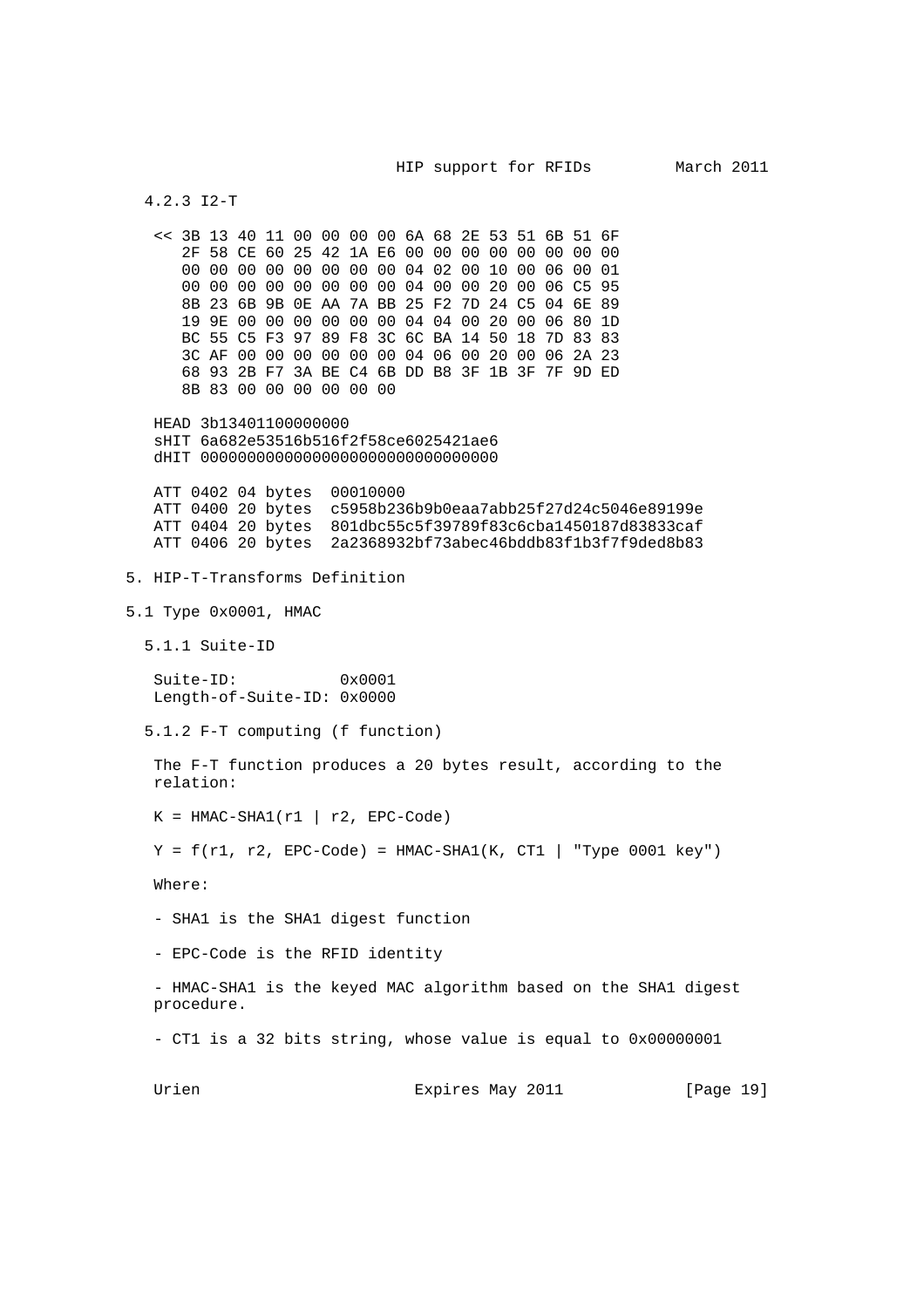### 4.2.3 I2-T

```
<< 3B 13 40 11 00 00 00 00 6A 68 2E 53 51 6B 51 6F
   2F 58 CE 60 25 42 1A E6 00 00 00 00 00 00 00 00
   00 00 00 00 00 00 00 00 04 02 00 10 00 06 00 01
   00 00 00 00 00 00 00 00 04 00 00 20 00 06 C5 95
   8B 23 6B 9B 0E AA 7A BB 25 F2 7D 24 C5 04 6E 89
   19 9E 00 00 00 00 00 00 04 04 00 20 00 06 80 1D
   BC 55 C5 F3 97 89 F8 3C 6C BA 14 50 18 7D 83 83
   3C AF 00 00 00 00 00 00 04 06 00 20 00 06 2A 23
   68 93 2B F7 3A BE C4 6B DD B8 3F 1B 3F 7F 9D ED
   8B 83 00 00 00 00 00 00
```

```
HEAD 3b13401100000000
sHIT 6a682e53516b516f2f58ce6025421ae6
dHIT 00000000000000000000000000000000

ATT 0402 04 bytes  00010000
ATT 0400 20 bytes  c5958b236b9b0eaa7abb25f27d24c5046e89199e
ATT 0404 20 bytes  801dbc55c5f39789f83c6cba1450187d83833caf
ATT 0406 20 bytes  2a2368932bf73abec46bddb83f1b3f7f9ded8b83
```

# 5. HIP-T-Transforms Definition

## 5.1 Type 0x0001, HMAC

### 5.1.1 Suite-ID

```
Suite-ID:           0x0001
Length-of-Suite-ID: 0x0000
```

### 5.1.2 F-T computing (f function)

The F-T function produces a 20 bytes result, according to the relation:

K = HMAC-SHA1(r1 | r2, EPC-Code)

Y = f(r1, r2, EPC-Code) = HMAC-SHA1(K, CT1 | "Type 0001 key")

Where:

- SHA1 is the SHA1 digest function

- EPC-Code is the RFID identity

- HMAC-SHA1 is the keyed MAC algorithm based on the SHA1 digest procedure.

- CT1 is a 32 bits string, whose value is equal to 0x00000001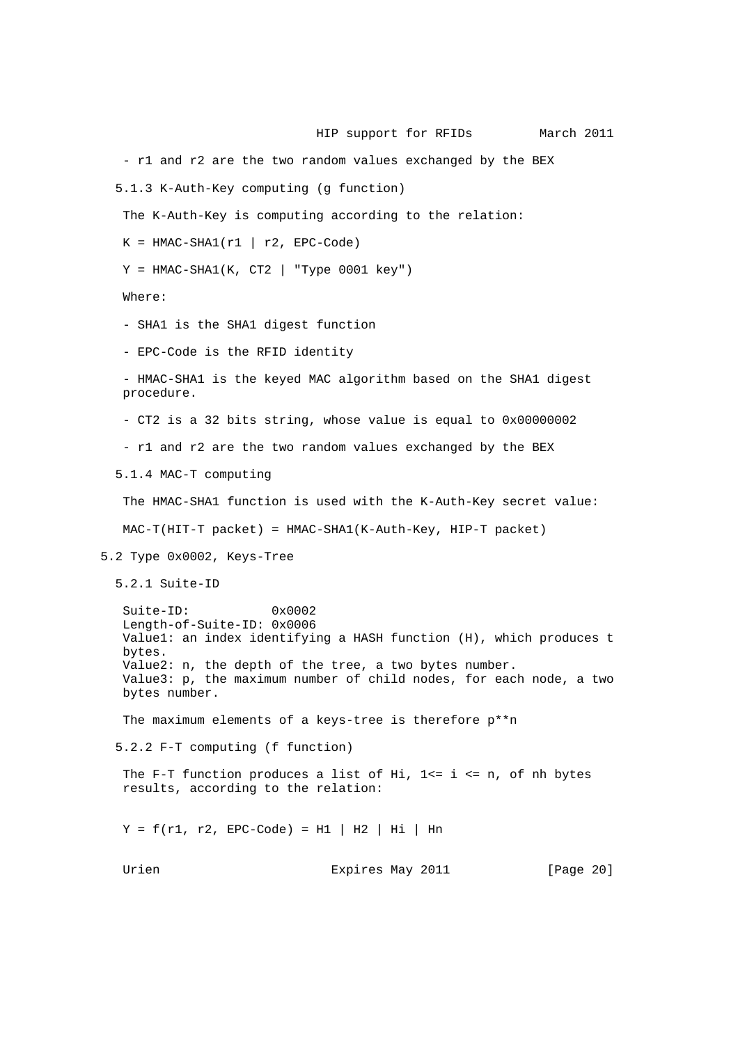- r1 and r2 are the two random values exchanged by the BEX

### 5.1.3 K-Auth-Key computing (g function)

The K-Auth-Key is computing according to the relation:

K = HMAC-SHA1(r1 | r2, EPC-Code)

Y = HMAC-SHA1(K, CT2 | "Type 0001 key")

Where:

- SHA1 is the SHA1 digest function

- EPC-Code is the RFID identity

- HMAC-SHA1 is the keyed MAC algorithm based on the SHA1 digest procedure.

- CT2 is a 32 bits string, whose value is equal to 0x00000002

- r1 and r2 are the two random values exchanged by the BEX

### 5.1.4 MAC-T computing

The HMAC-SHA1 function is used with the K-Auth-Key secret value:

MAC-T(HIT-T packet) = HMAC-SHA1(K-Auth-Key, HIP-T packet)

## 5.2 Type 0x0002, Keys-Tree

### 5.2.1 Suite-ID

Suite-ID: 0x0002
Length-of-Suite-ID: 0x0006
Value1: an index identifying a HASH function (H), which produces t bytes.
Value2: n, the depth of the tree, a two bytes number.
Value3: p, the maximum number of child nodes, for each node, a two bytes number.

The maximum elements of a keys-tree is therefore p**n

### 5.2.2 F-T computing (f function)

The F-T function produces a list of Hi, 1<= i <= n, of nh bytes results, according to the relation:

Y = f(r1, r2, EPC-Code) = H1 | H2 | Hi | Hn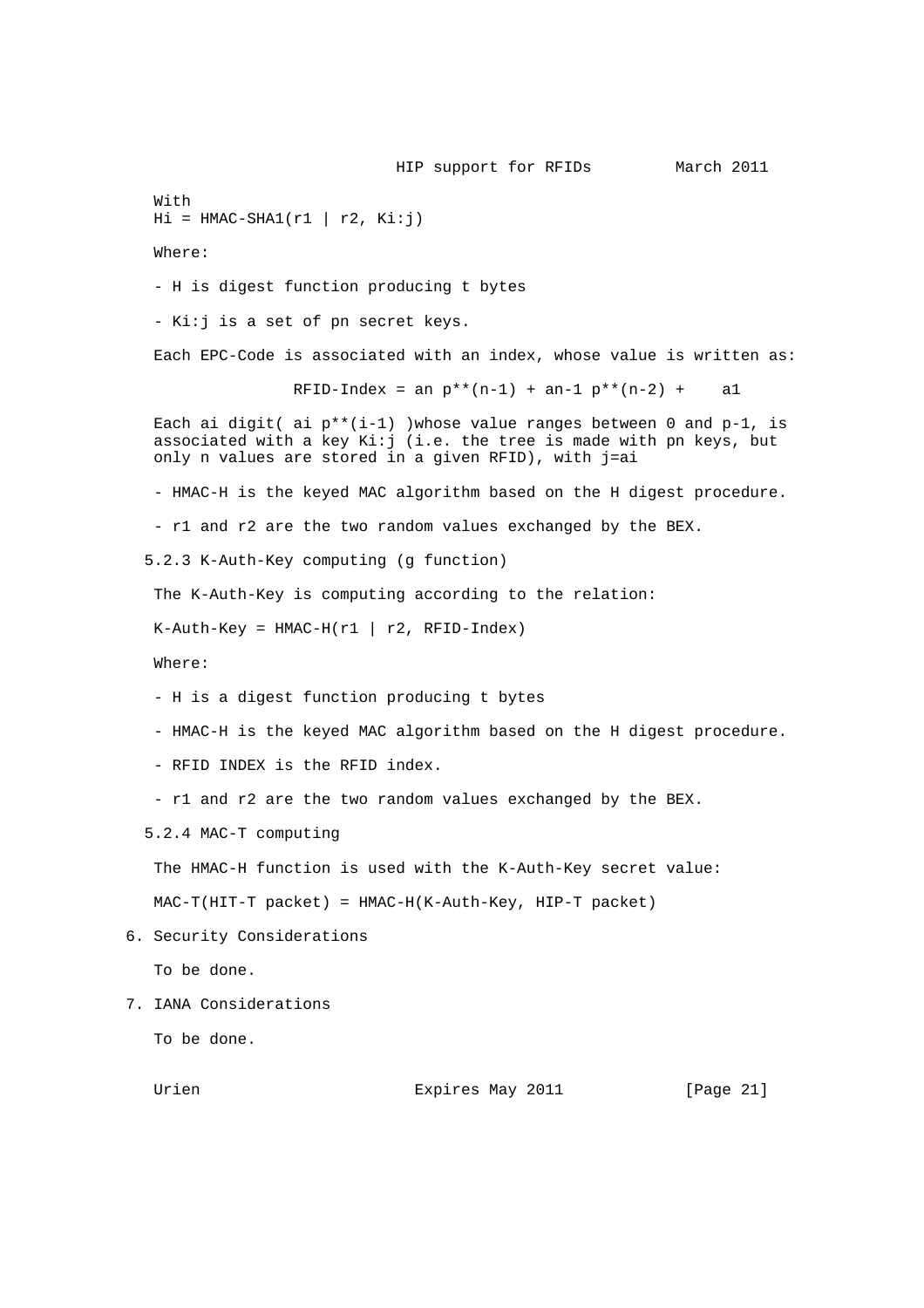With
$Hi = HMAC-SHA1(r1 | r2, Ki:j)$

Where:

- H is digest function producing t bytes

- Ki:j is a set of pn secret keys.

Each EPC-Code is associated with an index, whose value is written as:

$$RFID\text{-}Index = a_n\, p^{(n-1)} + a_{n-1}\, p^{(n-2)} + \ldots + a_1$$

Each ai digit( $a_i\, p^{(i-1)}$ )whose value ranges between 0 and p-1, is associated with a key Ki:j (i.e. the tree is made with pn keys, but only n values are stored in a given RFID), with j=ai

- HMAC-H is the keyed MAC algorithm based on the H digest procedure.

- r1 and r2 are the two random values exchanged by the BEX.

### 5.2.3 K-Auth-Key computing (g function)

The K-Auth-Key is computing according to the relation:

K-Auth-Key = HMAC-H(r1 | r2, RFID-Index)

Where:

- H is a digest function producing t bytes

- HMAC-H is the keyed MAC algorithm based on the H digest procedure.

- RFID INDEX is the RFID index.

- r1 and r2 are the two random values exchanged by the BEX.

### 5.2.4 MAC-T computing

The HMAC-H function is used with the K-Auth-Key secret value:

MAC-T(HIT-T packet) = HMAC-H(K-Auth-Key, HIP-T packet)

## 6. Security Considerations

To be done.

## 7. IANA Considerations

To be done.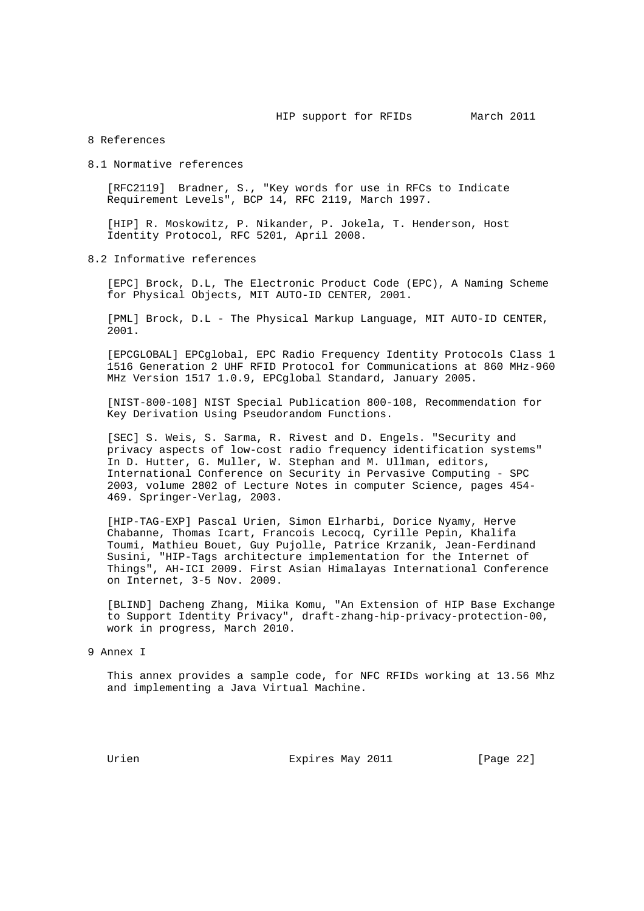# 8 References

## 8.1 Normative references

[RFC2119] Bradner, S., "Key words for use in RFCs to Indicate Requirement Levels", BCP 14, RFC 2119, March 1997.

[HIP] R. Moskowitz, P. Nikander, P. Jokela, T. Henderson, Host Identity Protocol, RFC 5201, April 2008.

## 8.2 Informative references

[EPC] Brock, D.L, The Electronic Product Code (EPC), A Naming Scheme for Physical Objects, MIT AUTO-ID CENTER, 2001.

[PML] Brock, D.L - The Physical Markup Language, MIT AUTO-ID CENTER, 2001.

[EPCGLOBAL] EPCglobal, EPC Radio Frequency Identity Protocols Class 1 1516 Generation 2 UHF RFID Protocol for Communications at 860 MHz-960 MHz Version 1517 1.0.9, EPCglobal Standard, January 2005.

[NIST-800-108] NIST Special Publication 800-108, Recommendation for Key Derivation Using Pseudorandom Functions.

[SEC] S. Weis, S. Sarma, R. Rivest and D. Engels. "Security and privacy aspects of low-cost radio frequency identification systems" In D. Hutter, G. Muller, W. Stephan and M. Ullman, editors, International Conference on Security in Pervasive Computing - SPC 2003, volume 2802 of Lecture Notes in computer Science, pages 454-469. Springer-Verlag, 2003.

[HIP-TAG-EXP] Pascal Urien, Simon Elrharbi, Dorice Nyamy, Herve Chabanne, Thomas Icart, Francois Lecocq, Cyrille Pepin, Khalifa Toumi, Mathieu Bouet, Guy Pujolle, Patrice Krzanik, Jean-Ferdinand Susini, "HIP-Tags architecture implementation for the Internet of Things", AH-ICI 2009. First Asian Himalayas International Conference on Internet, 3-5 Nov. 2009.

[BLIND] Dacheng Zhang, Miika Komu, "An Extension of HIP Base Exchange to Support Identity Privacy", draft-zhang-hip-privacy-protection-00, work in progress, March 2010.

# 9 Annex I

This annex provides a sample code, for NFC RFIDs working at 13.56 Mhz and implementing a Java Virtual Machine.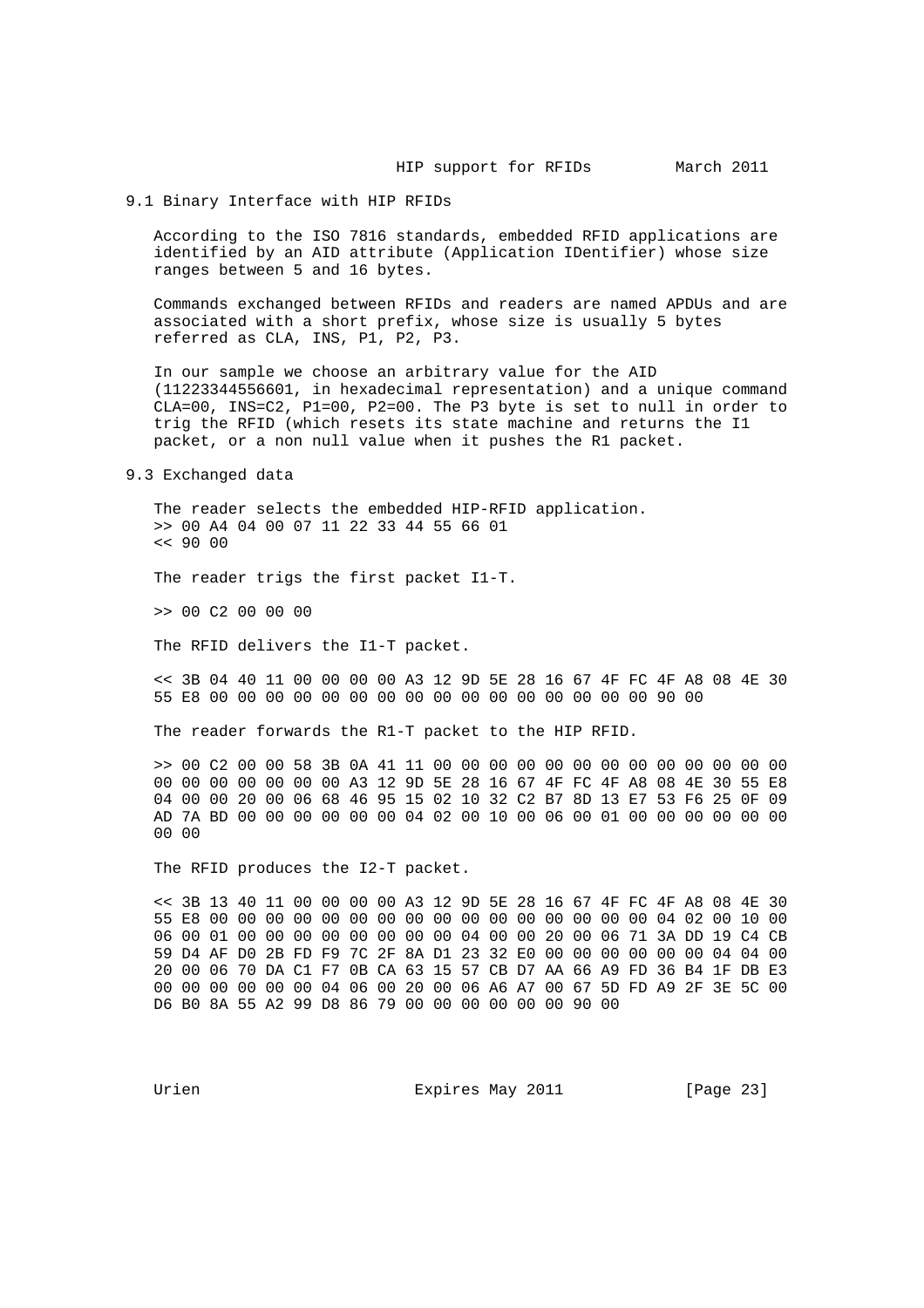## 9.1 Binary Interface with HIP RFIDs

According to the ISO 7816 standards, embedded RFID applications are identified by an AID attribute (Application IDentifier) whose size ranges between 5 and 16 bytes.

Commands exchanged between RFIDs and readers are named APDUs and are associated with a short prefix, whose size is usually 5 bytes referred as CLA, INS, P1, P2, P3.

In our sample we choose an arbitrary value for the AID (11223344556601, in hexadecimal representation) and a unique command CLA=00, INS=C2, P1=00, P2=00. The P3 byte is set to null in order to trig the RFID (which resets its state machine and returns the I1 packet, or a non null value when it pushes the R1 packet.

## 9.3 Exchanged data

The reader selects the embedded HIP-RFID application.

```
>> 00 A4 04 00 07 11 22 33 44 55 66 01
<< 90 00
```

The reader trigs the first packet I1-T.

```
>> 00 C2 00 00 00
```

The RFID delivers the I1-T packet.

```
<< 3B 04 40 11 00 00 00 00 A3 12 9D 5E 28 16 67 4F FC 4F A8 08 4E 30
55 E8 00 00 00 00 00 00 00 00 00 00 00 00 00 00 00 00 90 00
```

The reader forwards the R1-T packet to the HIP RFID.

```
>> 00 C2 00 00 58 3B 0A 41 11 00 00 00 00 00 00 00 00 00 00 00 00 00
00 00 00 00 00 00 A3 12 9D 5E 28 16 67 4F FC 4F A8 08 4E 30 55 E8
04 00 00 20 00 06 68 46 95 15 02 10 32 C2 B7 8D 13 E7 53 F6 25 0F 09
AD 7A BD 00 00 00 00 00 00 04 02 00 10 00 06 00 01 00 00 00 00 00 00
00 00
```

The RFID produces the I2-T packet.

```
<< 3B 13 40 11 00 00 00 00 A3 12 9D 5E 28 16 67 4F FC 4F A8 08 4E 30
55 E8 00 00 00 00 00 00 00 00 00 00 00 00 00 00 00 00 04 02 00 10 00
06 00 01 00 00 00 00 00 00 00 00 04 00 00 20 00 06 71 3A DD 19 C4 CB
59 D4 AF D0 2B FD F9 7C 2F 8A D1 23 32 E0 00 00 00 00 00 00 04 04 00
20 00 06 70 DA C1 F7 0B CA 63 15 57 CB D7 AA 66 A9 FD 36 B4 1F DB E3
00 00 00 00 00 00 04 06 00 20 00 06 A6 A7 00 67 5D FD A9 2F 3E 5C 00
D6 B0 8A 55 A2 99 D8 86 79 00 00 00 00 00 00 90 00
```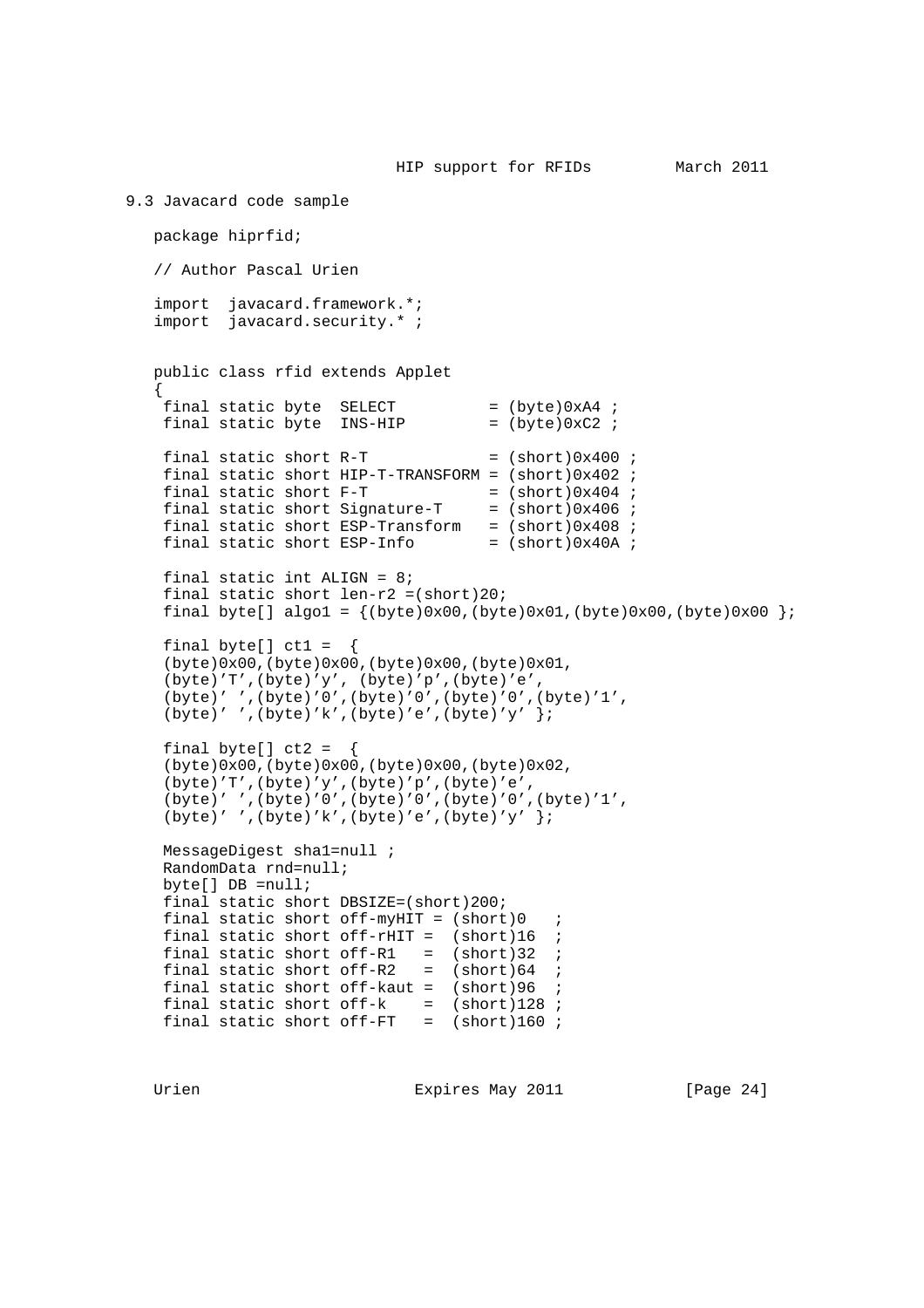### 9.3 Javacard code sample

```
package hiprfid;

// Author Pascal Urien

import  javacard.framework.*;
import  javacard.security.* ;


public class rfid extends Applet
{
 final static byte  SELECT          = (byte)0xA4 ;
 final static byte  INS-HIP         = (byte)0xC2 ;

 final static short R-T             = (short)0x400 ;
 final static short HIP-T-TRANSFORM = (short)0x402 ;
 final static short F-T             = (short)0x404 ;
 final static short Signature-T     = (short)0x406 ;
 final static short ESP-Transform   = (short)0x408 ;
 final static short ESP-Info        = (short)0x40A ;

 final static int ALIGN = 8;
 final static short len-r2 =(short)20;
 final byte[] algo1 = {(byte)0x00,(byte)0x01,(byte)0x00,(byte)0x00 };

 final byte[] ct1 =  {
 (byte)0x00,(byte)0x00,(byte)0x00,(byte)0x01,
 (byte)'T',(byte)'y', (byte)'p',(byte)'e',
 (byte)' ',(byte)'0',(byte)'0',(byte)'0',(byte)'1',
 (byte)' ',(byte)'k',(byte)'e',(byte)'y' };

 final byte[] ct2 =  {
 (byte)0x00,(byte)0x00,(byte)0x00,(byte)0x02,
 (byte)'T',(byte)'y',(byte)'p',(byte)'e',
 (byte)' ',(byte)'0',(byte)'0',(byte)'0',(byte)'1',
 (byte)' ',(byte)'k',(byte)'e',(byte)'y' };

 MessageDigest sha1=null ;
 RandomData rnd=null;
 byte[] DB =null;
 final static short DBSIZE=(short)200;
 final static short off-myHIT = (short)0   ;
 final static short off-rHIT =  (short)16  ;
 final static short off-R1   =  (short)32  ;
 final static short off-R2   =  (short)64  ;
 final static short off-kaut =  (short)96  ;
 final static short off-k    =  (short)128 ;
 final static short off-FT   =  (short)160 ;
```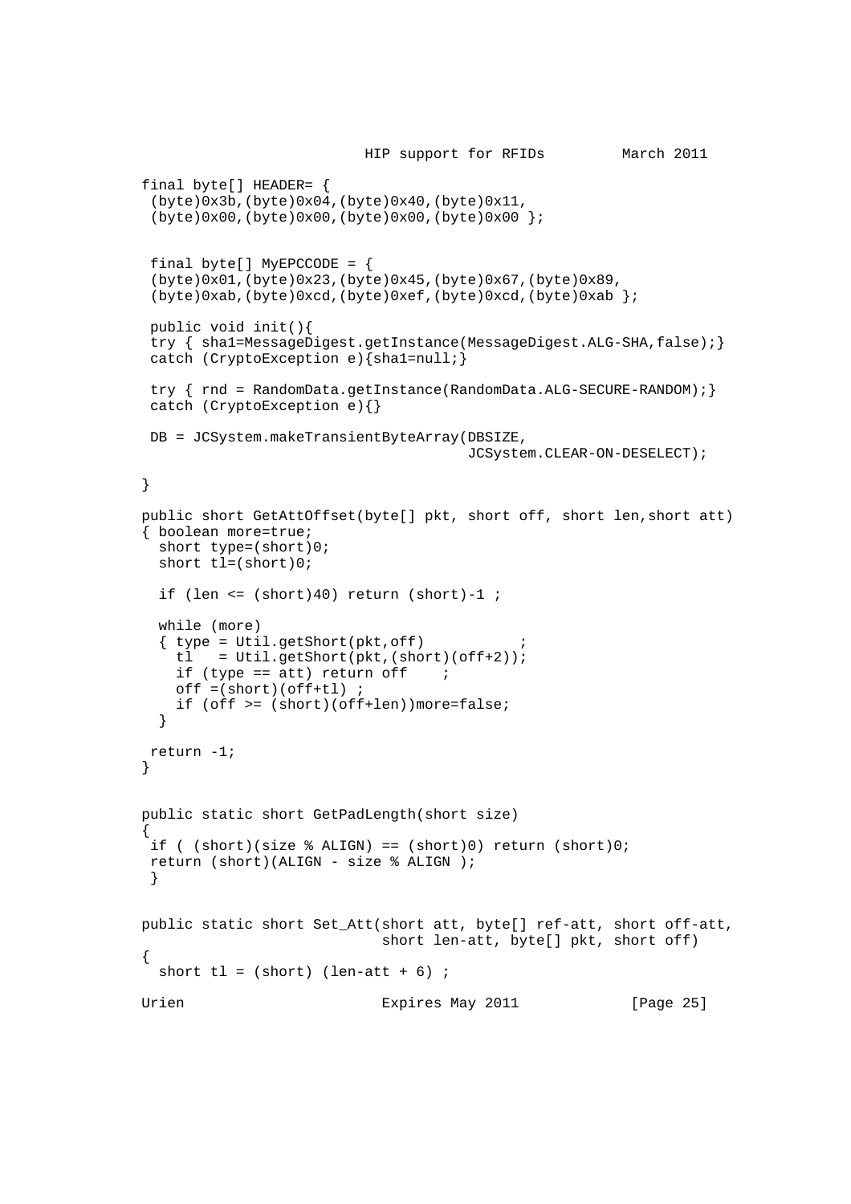```
final byte[] HEADER= {
 (byte)0x3b,(byte)0x04,(byte)0x40,(byte)0x11,
 (byte)0x00,(byte)0x00,(byte)0x00,(byte)0x00 };


 final byte[] MyEPCCODE = {
 (byte)0x01,(byte)0x23,(byte)0x45,(byte)0x67,(byte)0x89,
 (byte)0xab,(byte)0xcd,(byte)0xef,(byte)0xcd,(byte)0xab };

 public void init(){
 try { sha1=MessageDigest.getInstance(MessageDigest.ALG-SHA,false);}
 catch (CryptoException e){sha1=null;}

 try { rnd = RandomData.getInstance(RandomData.ALG-SECURE-RANDOM);}
 catch (CryptoException e){}

 DB = JCSystem.makeTransientByteArray(DBSIZE,
                                      JCSystem.CLEAR-ON-DESELECT);

}

public short GetAttOffset(byte[] pkt, short off, short len,short att)
{ boolean more=true;
  short type=(short)0;
  short tl=(short)0;

  if (len <= (short)40) return (short)-1 ;

  while (more)
  { type = Util.getShort(pkt,off)           ;
    tl   = Util.getShort(pkt,(short)(off+2));
    if (type == att) return off    ;
    off =(short)(off+tl) ;
    if (off >= (short)(off+len))more=false;
  }

 return -1;
}


public static short GetPadLength(short size)
{
 if ( (short)(size % ALIGN) == (short)0) return (short)0;
 return (short)(ALIGN - size % ALIGN );
 }


public static short Set_Att(short att, byte[] ref-att, short off-att,
                            short len-att, byte[] pkt, short off)
{
  short tl = (short) (len-att + 6) ;
```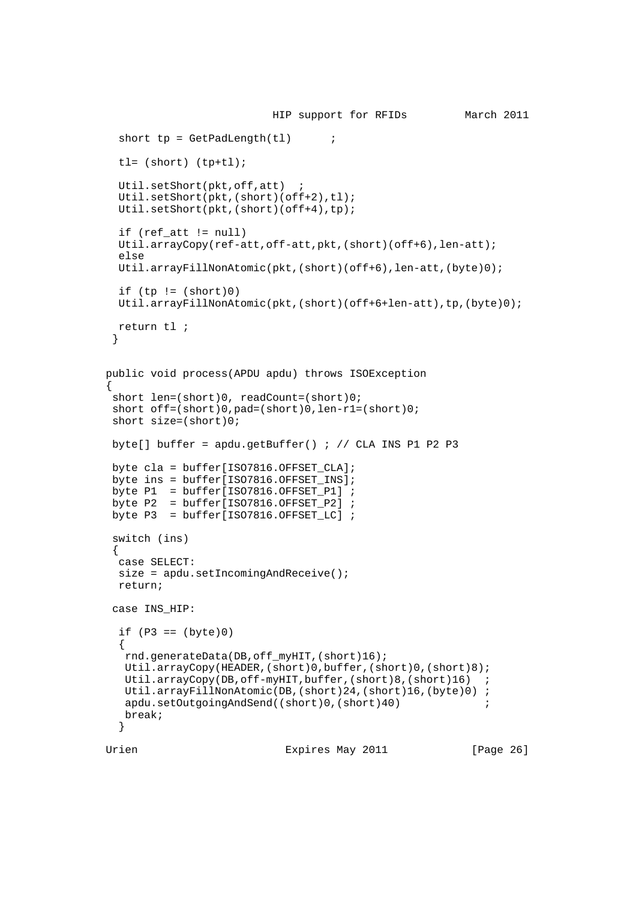```
  short tp = GetPadLength(tl)      ;

  tl= (short) (tp+tl);

  Util.setShort(pkt,off,att)  ;
  Util.setShort(pkt,(short)(off+2),tl);
  Util.setShort(pkt,(short)(off+4),tp);

  if (ref_att != null)
  Util.arrayCopy(ref-att,off-att,pkt,(short)(off+6),len-att);
  else
  Util.arrayFillNonAtomic(pkt,(short)(off+6),len-att,(byte)0);

  if (tp != (short)0)
  Util.arrayFillNonAtomic(pkt,(short)(off+6+len-att),tp,(byte)0);

  return tl ;
 }


public void process(APDU apdu) throws ISOException
{
 short len=(short)0, readCount=(short)0;
 short off=(short)0,pad=(short)0,len-r1=(short)0;
 short size=(short)0;

 byte[] buffer = apdu.getBuffer() ; // CLA INS P1 P2 P3

 byte cla = buffer[ISO7816.OFFSET_CLA];
 byte ins = buffer[ISO7816.OFFSET_INS];
 byte P1  = buffer[ISO7816.OFFSET_P1] ;
 byte P2  = buffer[ISO7816.OFFSET_P2] ;
 byte P3  = buffer[ISO7816.OFFSET_LC] ;

 switch (ins)
 {
  case SELECT:
  size = apdu.setIncomingAndReceive();
  return;

 case INS_HIP:

  if (P3 == (byte)0)
  {
   rnd.generateData(DB,off_myHIT,(short)16);
   Util.arrayCopy(HEADER,(short)0,buffer,(short)0,(short)8);
   Util.arrayCopy(DB,off-myHIT,buffer,(short)8,(short)16)  ;
   Util.arrayFillNonAtomic(DB,(short)24,(short)16,(byte)0) ;
   apdu.setOutgoingAndSend((short)0,(short)40)             ;
   break;
  }
```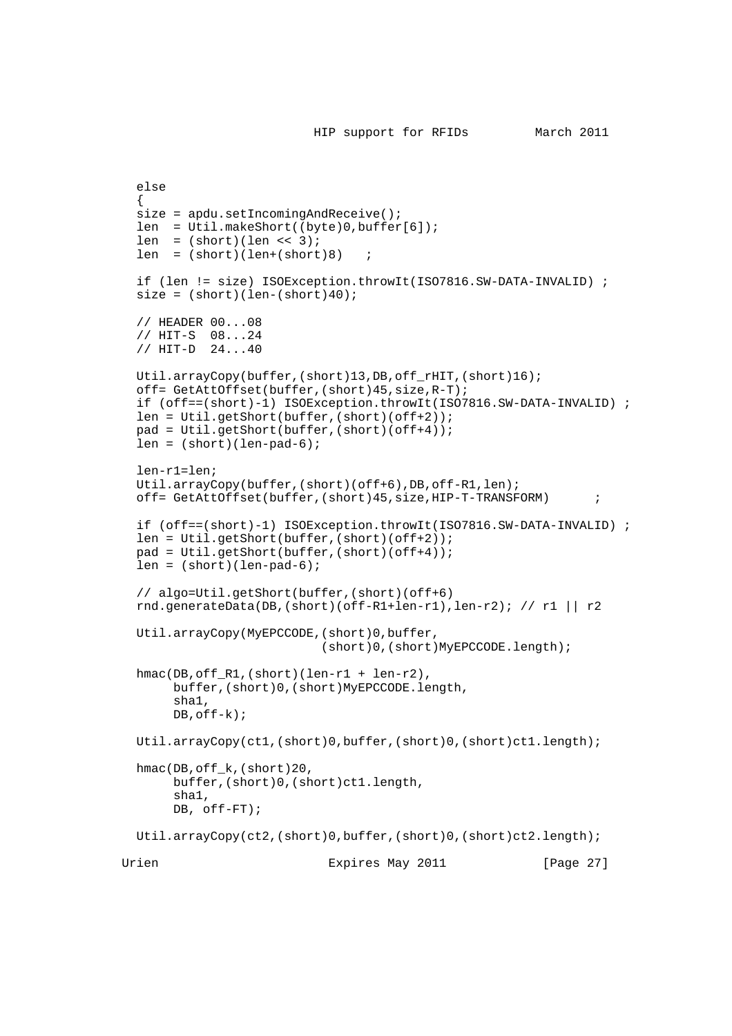```
  else
  {
  size = apdu.setIncomingAndReceive();
  len  = Util.makeShort((byte)0,buffer[6]);
  len  = (short)(len << 3);
  len  = (short)(len+(short)8)   ;

  if (len != size) ISOException.throwIt(ISO7816.SW-DATA-INVALID) ;
  size = (short)(len-(short)40);

  // HEADER 00...08
  // HIT-S  08...24
  // HIT-D  24...40

  Util.arrayCopy(buffer,(short)13,DB,off_rHIT,(short)16);
  off= GetAttOffset(buffer,(short)45,size,R-T);
  if (off==(short)-1) ISOException.throwIt(ISO7816.SW-DATA-INVALID) ;
  len = Util.getShort(buffer,(short)(off+2));
  pad = Util.getShort(buffer,(short)(off+4));
  len = (short)(len-pad-6);

  len-r1=len;
  Util.arrayCopy(buffer,(short)(off+6),DB,off-R1,len);
  off= GetAttOffset(buffer,(short)45,size,HIP-T-TRANSFORM)      ;

  if (off==(short)-1) ISOException.throwIt(ISO7816.SW-DATA-INVALID) ;
  len = Util.getShort(buffer,(short)(off+2));
  pad = Util.getShort(buffer,(short)(off+4));
  len = (short)(len-pad-6);

  // algo=Util.getShort(buffer,(short)(off+6)
  rnd.generateData(DB,(short)(off-R1+len-r1),len-r2); // r1 || r2

  Util.arrayCopy(MyEPCCODE,(short)0,buffer,
                          (short)0,(short)MyEPCCODE.length);

  hmac(DB,off_R1,(short)(len-r1 + len-r2),
       buffer,(short)0,(short)MyEPCCODE.length,
       sha1,
       DB,off-k);

  Util.arrayCopy(ct1,(short)0,buffer,(short)0,(short)ct1.length);

  hmac(DB,off_k,(short)20,
       buffer,(short)0,(short)ct1.length,
       sha1,
       DB, off-FT);

  Util.arrayCopy(ct2,(short)0,buffer,(short)0,(short)ct2.length);
```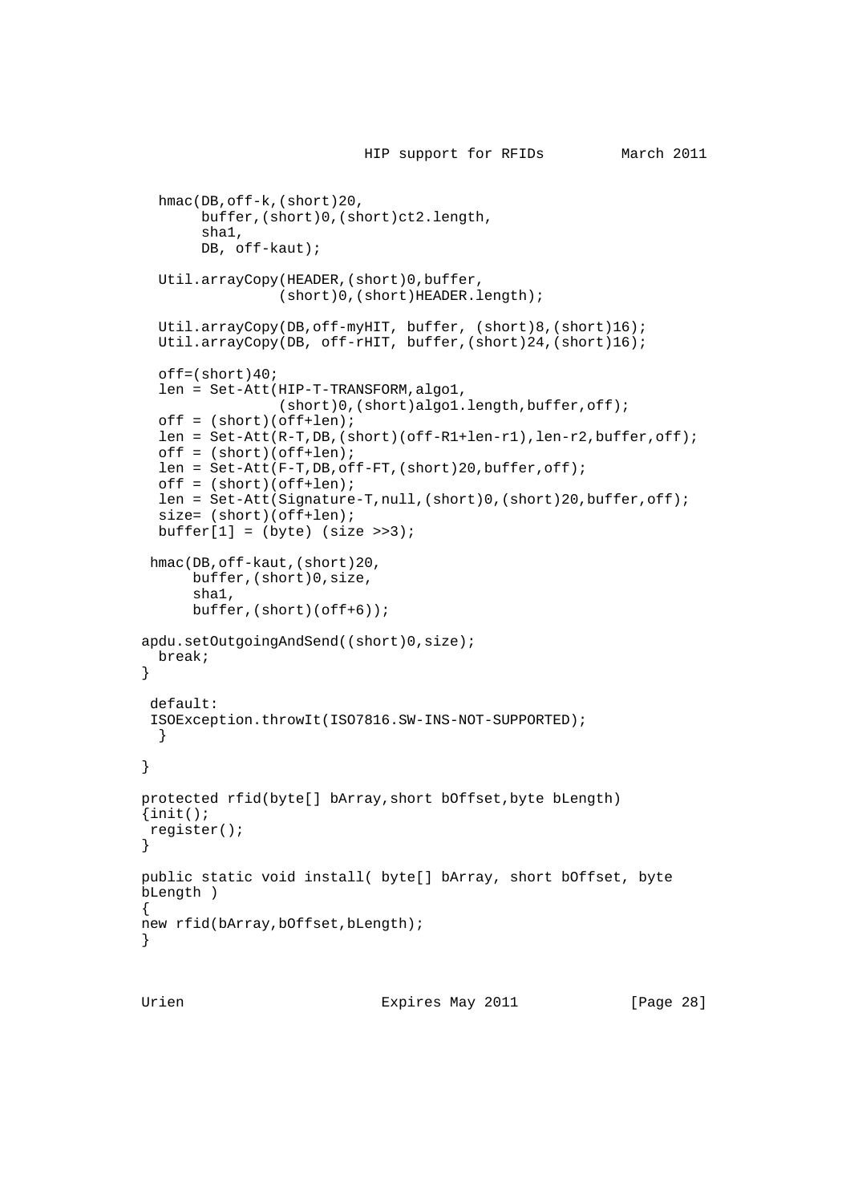```
  hmac(DB,off-k,(short)20,
       buffer,(short)0,(short)ct2.length,
       sha1,
       DB, off-kaut);

  Util.arrayCopy(HEADER,(short)0,buffer,
                 (short)0,(short)HEADER.length);

  Util.arrayCopy(DB,off-myHIT, buffer, (short)8,(short)16);
  Util.arrayCopy(DB, off-rHIT, buffer,(short)24,(short)16);

  off=(short)40;
  len = Set-Att(HIP-T-TRANSFORM,algo1,
                 (short)0,(short)algo1.length,buffer,off);
  off = (short)(off+len);
  len = Set-Att(R-T,DB,(short)(off-R1+len-r1),len-r2,buffer,off);
  off = (short)(off+len);
  len = Set-Att(F-T,DB,off-FT,(short)20,buffer,off);
  off = (short)(off+len);
  len = Set-Att(Signature-T,null,(short)0,(short)20,buffer,off);
  size= (short)(off+len);
  buffer[1] = (byte) (size >>3);

 hmac(DB,off-kaut,(short)20,
      buffer,(short)0,size,
      sha1,
      buffer,(short)(off+6));

apdu.setOutgoingAndSend((short)0,size);
  break;
}

 default:
 ISOException.throwIt(ISO7816.SW-INS-NOT-SUPPORTED);
  }

}

protected rfid(byte[] bArray,short bOffset,byte bLength)
{init();
 register();
}

public static void install( byte[] bArray, short bOffset, byte
bLength )
{
new rfid(bArray,bOffset,bLength);
}
```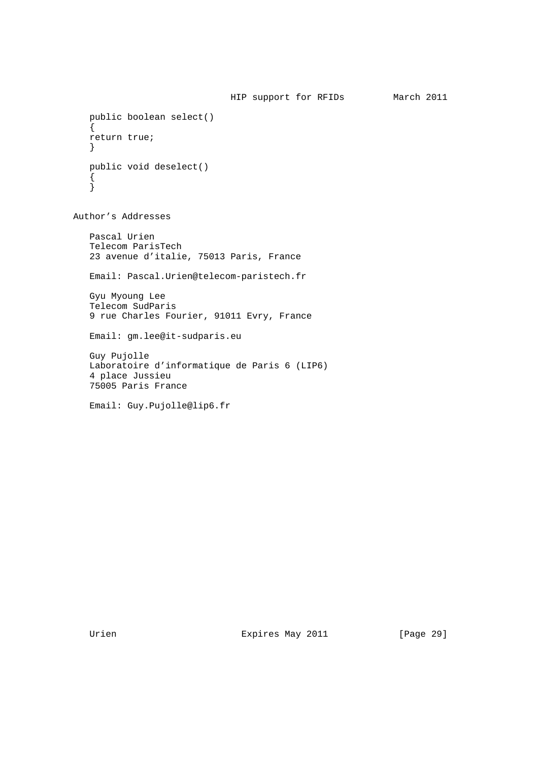```
public boolean select()
{
return true;
}

public void deselect()
{
}
```

## Author’s Addresses

Pascal Urien
Telecom ParisTech
23 avenue d’italie, 75013 Paris, France

Email: Pascal.Urien@telecom-paristech.fr

Gyu Myoung Lee
Telecom SudParis
9 rue Charles Fourier, 91011 Evry, France

Email: gm.lee@it-sudparis.eu

Guy Pujolle
Laboratoire d’informatique de Paris 6 (LIP6)
4 place Jussieu
75005 Paris France

Email: Guy.Pujolle@lip6.fr